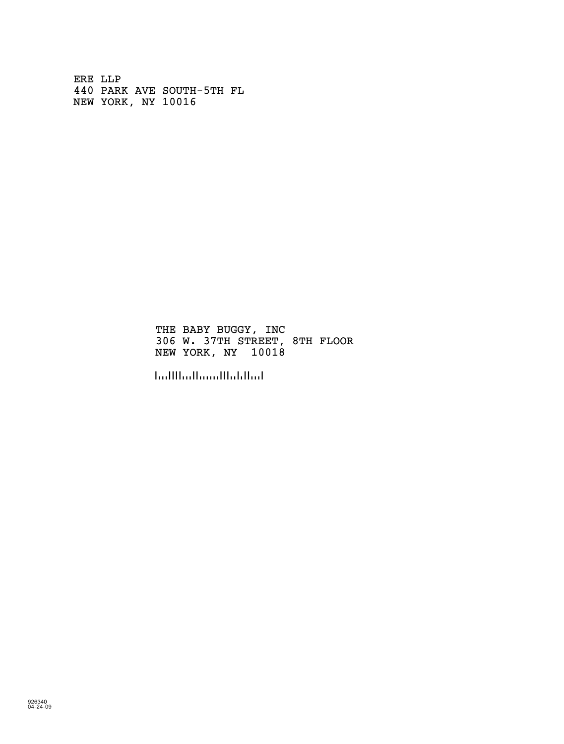ERE LLP
440 PARK AVE SOUTH-5TH FL
NEW YORK, NY 10016

THE BABY BUGGY, INC
306 W. 37TH STREET, 8TH FLOOR
NEW YORK, NY 10018

926340
04-24-09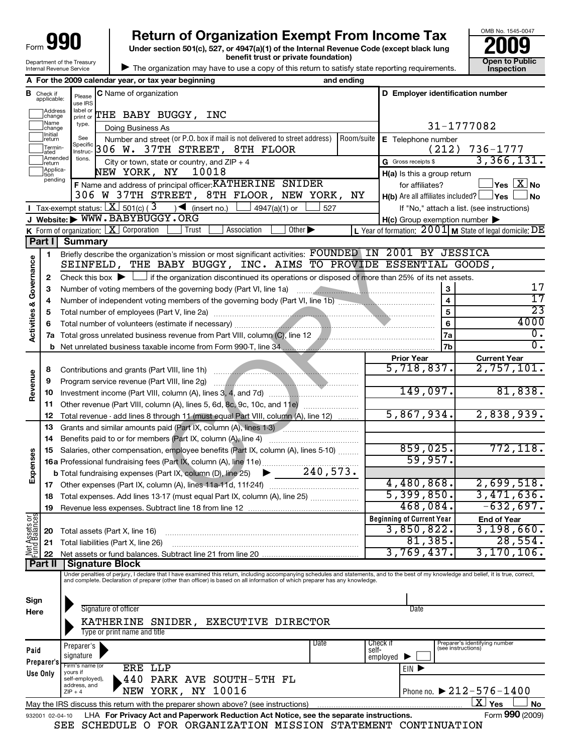Form **990**

Department of the Treasury
Internal Revenue Service

# Return of Organization Exempt From Income Tax

**Under section 501(c), 527, or 4947(a)(1) of the Internal Revenue Code (except black lung benefit trust or private foundation)**

▶ The organization may have to use a copy of this return to satisfy state reporting requirements.

OMB No. 1545-0047

**2009**

**Open to Public Inspection**

**A** For the 2009 calendar year, or tax year beginning and ending

**B** Check if applicable: Address change, Name change, Initial return, Terminated, Amended return, Application pending

**C** Name of organization: THE BABY BUGGY, INC

Doing Business As

Number and street (or P.O. box if mail is not delivered to street address) Room/suite: 306 W. 37TH STREET, 8TH FLOOR

City or town, state or country, and ZIP + 4: NEW YORK, NY 10018

**D** Employer identification number: 31-1777082

**E** Telephone number: (212) 736-1777

**G** Gross receipts $ 3,366,131.

**F** Name and address of principal officer: KATHERINE SNIDER, 306 W 37TH STREET, 8TH FLOOR, NEW YORK, NY

**H(a)** Is this a group return for affiliates? ☐ Yes ☒ No

**H(b)** Are all affiliates included? ☐ Yes ☐ No
If "No," attach a list. (see instructions)

**H(c)** Group exemption number ▶

**I** Tax-exempt status: ☒ 501(c) ( 3 ) ◀ (insert no.) ☐ 4947(a)(1) or ☐ 527

**J** Website: ▶ WWW.BABYBUGGY.ORG

**K** Form of organization: ☒ Corporation ☐ Trust ☐ Association ☐ Other ▶

**L** Year of formation: 2001 **M** State of legal domicile: DE

## Part I Summary

### Activities & Governance

1. Briefly describe the organization's mission or most significant activities: FOUNDED IN 2001 BY JESSICA SEINFELD, THE BABY BUGGY, INC. AIMS TO PROVIDE ESSENTIAL GOODS,
2. Check this box ▶ ☐ if the organization discontinued its operations or disposed of more than 25% of its net assets.

| | | | |
|---|---|---|---|
| 3 | Number of voting members of the governing body (Part VI, line 1a) | 3 | 17 |
| 4 | Number of independent voting members of the governing body (Part VI, line 1b) | 4 | 17 |
| 5 | Total number of employees (Part V, line 2a) | 5 | 23 |
| 6 | Total number of volunteers (estimate if necessary) | 6 | 4000 |
| 7a | Total gross unrelated business revenue from Part VIII, column (C), line 12 | 7a | 0. |
| b | Net unrelated business taxable income from Form 990-T, line 34 | 7b | 0. |

### Revenue, Expenses, and Net Assets

| | | Prior Year | Current Year |
|---|---|---|---|
| 8 | Contributions and grants (Part VIII, line 1h) | 5,718,837. | 2,757,101. |
| 9 | Program service revenue (Part VIII, line 2g) | | |
| 10 | Investment income (Part VIII, column (A), lines 3, 4, and 7d) | 149,097. | 81,838. |
| 11 | Other revenue (Part VIII, column (A), lines 5, 6d, 8c, 9c, 10c, and 11e) | | |
| 12 | Total revenue - add lines 8 through 11 (must equal Part VIII, column (A), line 12) | 5,867,934. | 2,838,939. |
| 13 | Grants and similar amounts paid (Part IX, column (A), lines 1-3) | | |
| 14 | Benefits paid to or for members (Part IX, column (A), line 4) | | |
| 15 | Salaries, other compensation, employee benefits (Part IX, column (A), lines 5-10) | 859,025. | 772,118. |
| 16a | Professional fundraising fees (Part IX, column (A), line 11e) | 59,957. | |
| b | Total fundraising expenses (Part IX, column (D), line 25) ▶ 240,573. | | |
| 17 | Other expenses (Part IX, column (A), lines 11a-11d, 11f-24f) | 4,480,868. | 2,699,518. |
| 18 | Total expenses. Add lines 13-17 (must equal Part IX, column (A), line 25) | 5,399,850. | 3,471,636. |
| 19 | Revenue less expenses. Subtract line 18 from line 12 | 468,084. | -632,697. |

| | | Beginning of Current Year | End of Year |
|---|---|---|---|
| 20 | Total assets (Part X, line 16) | 3,850,822. | 3,198,660. |
| 21 | Total liabilities (Part X, line 26) | 81,385. | 28,554. |
| 22 | Net assets or fund balances. Subtract line 21 from line 20 | 3,769,437. | 3,170,106. |

## Part II Signature Block

Under penalties of perjury, I declare that I have examined this return, including accompanying schedules and statements, and to the best of my knowledge and belief, it is true, correct, and complete. Declaration of preparer (other than officer) is based on all information of which preparer has any knowledge.

**Sign Here**

Signature of officer　　　Date

KATHERINE SNIDER, EXECUTIVE DIRECTOR
Type or print name and title

**Paid Preparer's Use Only**

Preparer's signature　　Date　　Check if self-employed ▶ ☐　　Preparer's identifying number (see instructions)

Firm's name (or yours if self-employed), address, and ZIP + 4: ERE LLP, 440 PARK AVE SOUTH-5TH FL, NEW YORK, NY 10016

EIN ▶

Phone no. ▶ 212-576-1400

May the IRS discuss this return with the preparer shown above? (see instructions) ☒ Yes ☐ No

932001 02-04-10 LHA For Privacy Act and Paperwork Reduction Act Notice, see the separate instructions. Form **990** (2009)

SEE SCHEDULE O FOR ORGANIZATION MISSION STATEMENT CONTINUATION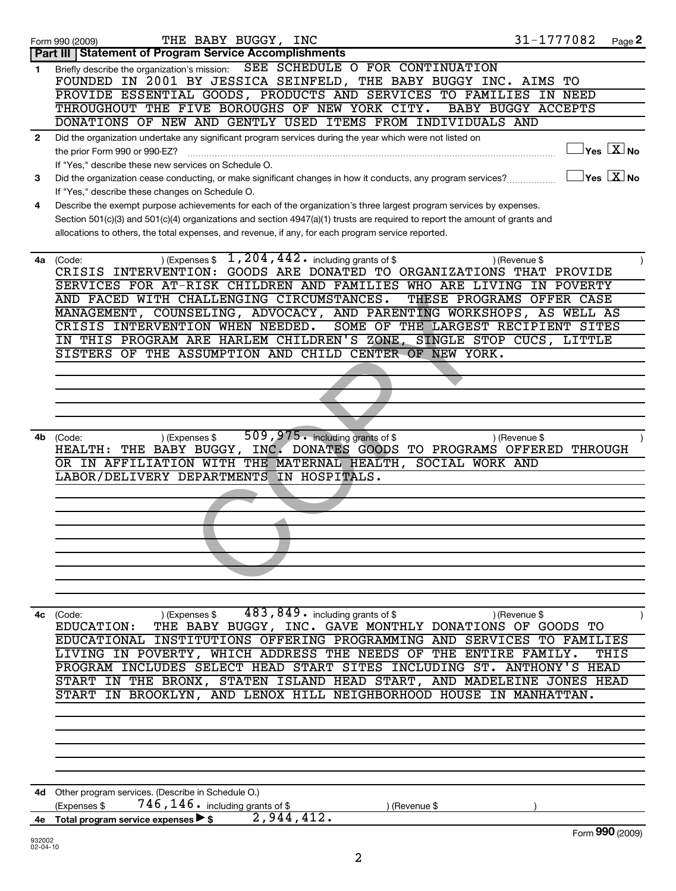Form 990 (2009) THE BABY BUGGY, INC 31-1777082 Page 2

## Part III Statement of Program Service Accomplishments

**1** Briefly describe the organization's mission: SEE SCHEDULE O FOR CONTINUATION

FOUNDED IN 2001 BY JESSICA SEINFELD, THE BABY BUGGY INC. AIMS TO PROVIDE ESSENTIAL GOODS, PRODUCTS AND SERVICES TO FAMILIES IN NEED THROUGHOUT THE FIVE BOROUGHS OF NEW YORK CITY. BABY BUGGY ACCEPTS DONATIONS OF NEW AND GENTLY USED ITEMS FROM INDIVIDUALS AND

**2** Did the organization undertake any significant program services during the year which were not listed on the prior Form 990 or 990-EZ? ☐ Yes ☒ No

If "Yes," describe these new services on Schedule O.

**3** Did the organization cease conducting, or make significant changes in how it conducts, any program services? ☐ Yes ☒ No

If "Yes," describe these changes on Schedule O.

**4** Describe the exempt purpose achievements for each of the organization's three largest program services by expenses. Section 501(c)(3) and 501(c)(4) organizations and section 4947(a)(1) trusts are required to report the amount of grants and allocations to others, the total expenses, and revenue, if any, for each program service reported.

**4a** (Code: ) (Expenses $ 1,204,442. including grants of $ ) (Revenue $ )

CRISIS INTERVENTION: GOODS ARE DONATED TO ORGANIZATIONS THAT PROVIDE SERVICES FOR AT-RISK CHILDREN AND FAMILIES WHO ARE LIVING IN POVERTY AND FACED WITH CHALLENGING CIRCUMSTANCES. THESE PROGRAMS OFFER CASE MANAGEMENT, COUNSELING, ADVOCACY, AND PARENTING WORKSHOPS, AS WELL AS CRISIS INTERVENTION WHEN NEEDED. SOME OF THE LARGEST RECIPIENT SITES IN THIS PROGRAM ARE HARLEM CHILDREN'S ZONE, SINGLE STOP CUCS, LITTLE SISTERS OF THE ASSUMPTION AND CHILD CENTER OF NEW YORK.

**4b** (Code: ) (Expenses $ 509,975. including grants of $ ) (Revenue $ )

HEALTH: THE BABY BUGGY, INC. DONATES GOODS TO PROGRAMS OFFERED THROUGH OR IN AFFILIATION WITH THE MATERNAL HEALTH, SOCIAL WORK AND LABOR/DELIVERY DEPARTMENTS IN HOSPITALS.

**4c** (Code: ) (Expenses $ 483,849. including grants of $ ) (Revenue $ )

EDUCATION: THE BABY BUGGY, INC. GAVE MONTHLY DONATIONS OF GOODS TO EDUCATIONAL INSTITUTIONS OFFERING PROGRAMMING AND SERVICES TO FAMILIES LIVING IN POVERTY, WHICH ADDRESS THE NEEDS OF THE ENTIRE FAMILY. THIS PROGRAM INCLUDES SELECT HEAD START SITES INCLUDING ST. ANTHONY'S HEAD START IN THE BRONX, STATEN ISLAND HEAD START, AND MADELEINE JONES HEAD START IN BROOKLYN, AND LENOX HILL NEIGHBORHOOD HOUSE IN MANHATTAN.

**4d** Other program services. (Describe in Schedule O.)

(Expenses $ 746,146. including grants of $ ) (Revenue $ )

**4e Total program service expenses** ▶ $ 2,944,412.

Form **990** (2009)

932002
02-04-10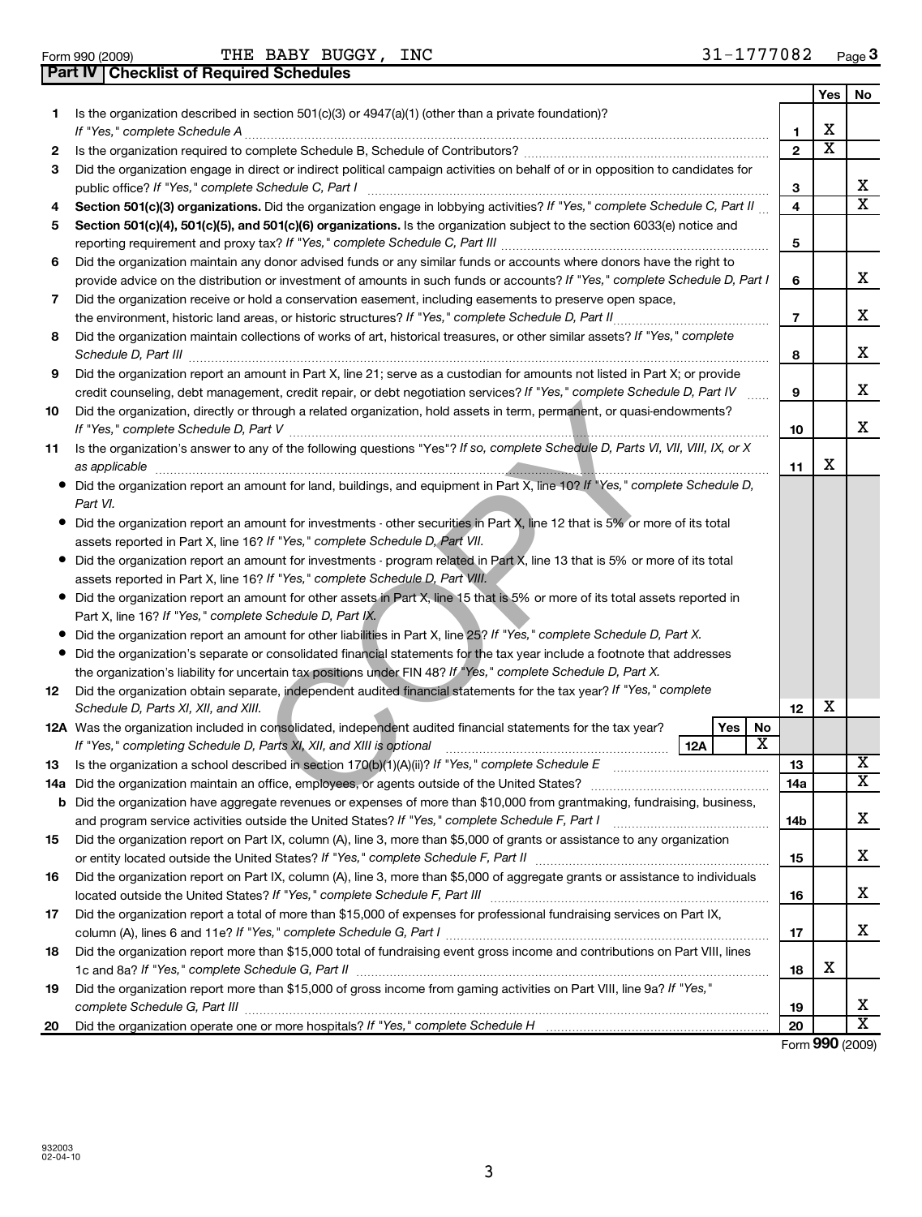Form 990 (2009) THE BABY BUGGY, INC 31-1777082

## Part IV Checklist of Required Schedules

| | | | Yes | No |
|---|---|---|---|---|
| 1 | Is the organization described in section 501(c)(3) or 4947(a)(1) (other than a private foundation)? *If "Yes," complete Schedule A* | 1 | X | |
| 2 | Is the organization required to complete Schedule B, Schedule of Contributors? | 2 | X | |
| 3 | Did the organization engage in direct or indirect political campaign activities on behalf of or in opposition to candidates for public office? *If "Yes," complete Schedule C, Part I* | 3 | | X |
| 4 | **Section 501(c)(3) organizations.** Did the organization engage in lobbying activities? *If "Yes," complete Schedule C, Part II* | 4 | | X |
| 5 | **Section 501(c)(4), 501(c)(5), and 501(c)(6) organizations.** Is the organization subject to the section 6033(e) notice and reporting requirement and proxy tax? *If "Yes," complete Schedule C, Part III* | 5 | | |
| 6 | Did the organization maintain any donor advised funds or any similar funds or accounts where donors have the right to provide advice on the distribution or investment of amounts in such funds or accounts? *If "Yes," complete Schedule D, Part I* | 6 | | X |
| 7 | Did the organization receive or hold a conservation easement, including easements to preserve open space, the environment, historic land areas, or historic structures? *If "Yes," complete Schedule D, Part II* | 7 | | X |
| 8 | Did the organization maintain collections of works of art, historical treasures, or other similar assets? *If "Yes," complete Schedule D, Part III* | 8 | | X |
| 9 | Did the organization report an amount in Part X, line 21; serve as a custodian for amounts not listed in Part X; or provide credit counseling, debt management, credit repair, or debt negotiation services? *If "Yes," complete Schedule D, Part IV* | 9 | | X |
| 10 | Did the organization, directly or through a related organization, hold assets in term, permanent, or quasi-endowments? *If "Yes," complete Schedule D, Part V* | 10 | | X |
| 11 | Is the organization's answer to any of the following questions "Yes"? *If so, complete Schedule D, Parts VI, VII, VIII, IX, or X as applicable* | 11 | X | |
| | • Did the organization report an amount for land, buildings, and equipment in Part X, line 10? *If "Yes," complete Schedule D, Part VI.* | | | |
| | • Did the organization report an amount for investments - other securities in Part X, line 12 that is 5% or more of its total assets reported in Part X, line 16? *If "Yes," complete Schedule D, Part VII.* | | | |
| | • Did the organization report an amount for investments - program related in Part X, line 13 that is 5% or more of its total assets reported in Part X, line 16? *If "Yes," complete Schedule D, Part VIII.* | | | |
| | • Did the organization report an amount for other assets in Part X, line 15 that is 5% or more of its total assets reported in Part X, line 16? *If "Yes," complete Schedule D, Part IX.* | | | |
| | • Did the organization report an amount for other liabilities in Part X, line 25? *If "Yes," complete Schedule D, Part X.* | | | |
| | • Did the organization's separate or consolidated financial statements for the tax year include a footnote that addresses the organization's liability for uncertain tax positions under FIN 48? *If "Yes," complete Schedule D, Part X.* | | | |
| 12 | Did the organization obtain separate, independent audited financial statements for the tax year? *If "Yes," complete Schedule D, Parts XI, XII, and XIII.* | 12 | X | |
| 12A | Was the organization included in consolidated, independent audited financial statements for the tax year? *If "Yes," completing Schedule D, Parts XI, XII, and XIII is optional* — 12A: Yes [ ] No [X] | | | |
| 13 | Is the organization a school described in section 170(b)(1)(A)(ii)? *If "Yes," complete Schedule E* | 13 | | X |
| 14a | Did the organization maintain an office, employees, or agents outside of the United States? | 14a | | X |
| b | Did the organization have aggregate revenues or expenses of more than $10,000 from grantmaking, fundraising, business, and program service activities outside the United States? *If "Yes," complete Schedule F, Part I* | 14b | | X |
| 15 | Did the organization report on Part IX, column (A), line 3, more than $5,000 of grants or assistance to any organization or entity located outside the United States? *If "Yes," complete Schedule F, Part II* | 15 | | X |
| 16 | Did the organization report on Part IX, column (A), line 3, more than $5,000 of aggregate grants or assistance to individuals located outside the United States? *If "Yes," complete Schedule F, Part III* | 16 | | X |
| 17 | Did the organization report a total of more than $15,000 of expenses for professional fundraising services on Part IX, column (A), lines 6 and 11e? *If "Yes," complete Schedule G, Part I* | 17 | | X |
| 18 | Did the organization report more than $15,000 total of fundraising event gross income and contributions on Part VIII, lines 1c and 8a? *If "Yes," complete Schedule G, Part II* | 18 | X | |
| 19 | Did the organization report more than $15,000 of gross income from gaming activities on Part VIII, line 9a? *If "Yes," complete Schedule G, Part III* | 19 | | X |
| 20 | Did the organization operate one or more hospitals? *If "Yes," complete Schedule H* | 20 | | X |

Form **990** (2009)

932003
02-04-10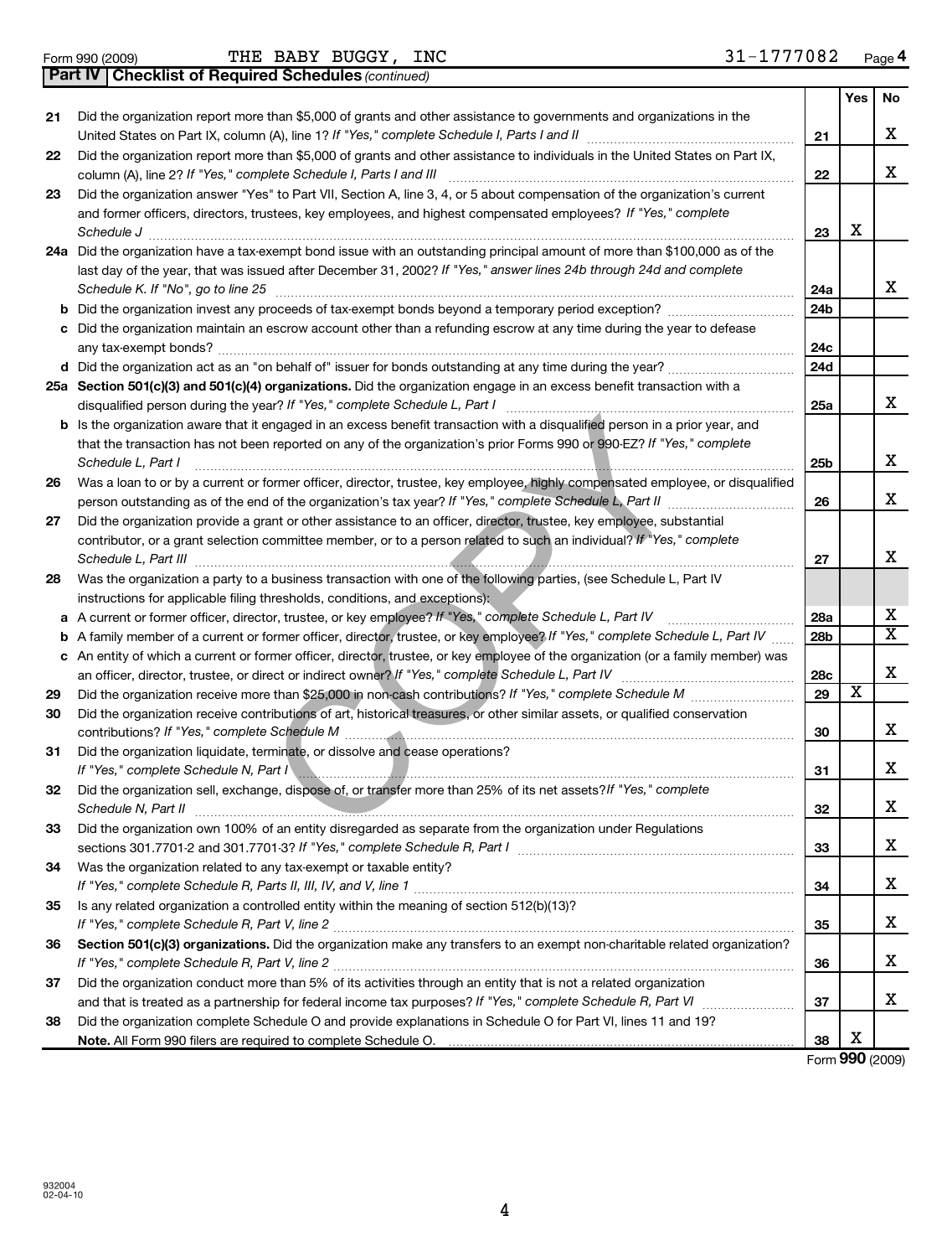Form 990 (2009) THE BABY BUGGY, INC 31-1777082 Page **4**

**Part IV | Checklist of Required Schedules** *(continued)*

| | | | Yes | No |
|---|---|---|---|---|
| 21 | Did the organization report more than $5,000 of grants and other assistance to governments and organizations in the United States on Part IX, column (A), line 1? *If "Yes," complete Schedule I, Parts I and II* | 21 | | X |
| 22 | Did the organization report more than $5,000 of grants and other assistance to individuals in the United States on Part IX, column (A), line 2? *If "Yes," complete Schedule I, Parts I and III* | 22 | | X |
| 23 | Did the organization answer "Yes" to Part VII, Section A, line 3, 4, or 5 about compensation of the organization's current and former officers, directors, trustees, key employees, and highest compensated employees? *If "Yes," complete Schedule J* | 23 | X | |
| 24a | Did the organization have a tax-exempt bond issue with an outstanding principal amount of more than $100,000 as of the last day of the year, that was issued after December 31, 2002? *If "Yes," answer lines 24b through 24d and complete Schedule K. If "No", go to line 25* | 24a | | X |
| b | Did the organization invest any proceeds of tax-exempt bonds beyond a temporary period exception? | 24b | | |
| c | Did the organization maintain an escrow account other than a refunding escrow at any time during the year to defease any tax-exempt bonds? | 24c | | |
| d | Did the organization act as an "on behalf of" issuer for bonds outstanding at any time during the year? | 24d | | |
| 25a | **Section 501(c)(3) and 501(c)(4) organizations.** Did the organization engage in an excess benefit transaction with a disqualified person during the year? *If "Yes," complete Schedule L, Part I* | 25a | | X |
| b | Is the organization aware that it engaged in an excess benefit transaction with a disqualified person in a prior year, and that the transaction has not been reported on any of the organization's prior Forms 990 or 990-EZ? *If "Yes," complete Schedule L, Part I* | 25b | | X |
| 26 | Was a loan to or by a current or former officer, director, trustee, key employee, highly compensated employee, or disqualified person outstanding as of the end of the organization's tax year? *If "Yes," complete Schedule L, Part II* | 26 | | X |
| 27 | Did the organization provide a grant or other assistance to an officer, director, trustee, key employee, substantial contributor, or a grant selection committee member, or to a person related to such an individual? *If "Yes," complete Schedule L, Part III* | 27 | | X |
| 28 | Was the organization a party to a business transaction with one of the following parties, (see Schedule L, Part IV instructions for applicable filing thresholds, conditions, and exceptions): | | | |
| a | A current or former officer, director, trustee, or key employee? *If "Yes," complete Schedule L, Part IV* | 28a | | X |
| b | A family member of a current or former officer, director, trustee, or key employee? *If "Yes," complete Schedule L, Part IV* | 28b | | X |
| c | An entity of which a current or former officer, director, trustee, or key employee of the organization (or a family member) was an officer, director, trustee, or direct or indirect owner? *If "Yes," complete Schedule L, Part IV* | 28c | | X |
| 29 | Did the organization receive more than $25,000 in non-cash contributions? *If "Yes," complete Schedule M* | 29 | X | |
| 30 | Did the organization receive contributions of art, historical treasures, or other similar assets, or qualified conservation contributions? *If "Yes," complete Schedule M* | 30 | | X |
| 31 | Did the organization liquidate, terminate, or dissolve and cease operations? *If "Yes," complete Schedule N, Part I* | 31 | | X |
| 32 | Did the organization sell, exchange, dispose of, or transfer more than 25% of its net assets? *If "Yes," complete Schedule N, Part II* | 32 | | X |
| 33 | Did the organization own 100% of an entity disregarded as separate from the organization under Regulations sections 301.7701-2 and 301.7701-3? *If "Yes," complete Schedule R, Part I* | 33 | | X |
| 34 | Was the organization related to any tax-exempt or taxable entity? *If "Yes," complete Schedule R, Parts II, III, IV, and V, line 1* | 34 | | X |
| 35 | Is any related organization a controlled entity within the meaning of section 512(b)(13)? *If "Yes," complete Schedule R, Part V, line 2* | 35 | | X |
| 36 | **Section 501(c)(3) organizations.** Did the organization make any transfers to an exempt non-charitable related organization? *If "Yes," complete Schedule R, Part V, line 2* | 36 | | X |
| 37 | Did the organization conduct more than 5% of its activities through an entity that is not a related organization and that is treated as a partnership for federal income tax purposes? *If "Yes," complete Schedule R, Part VI* | 37 | | X |
| 38 | Did the organization complete Schedule O and provide explanations in Schedule O for Part VI, lines 11 and 19? **Note.** All Form 990 filers are required to complete Schedule O. | 38 | X | |

Form **990** (2009)

932004
02-04-10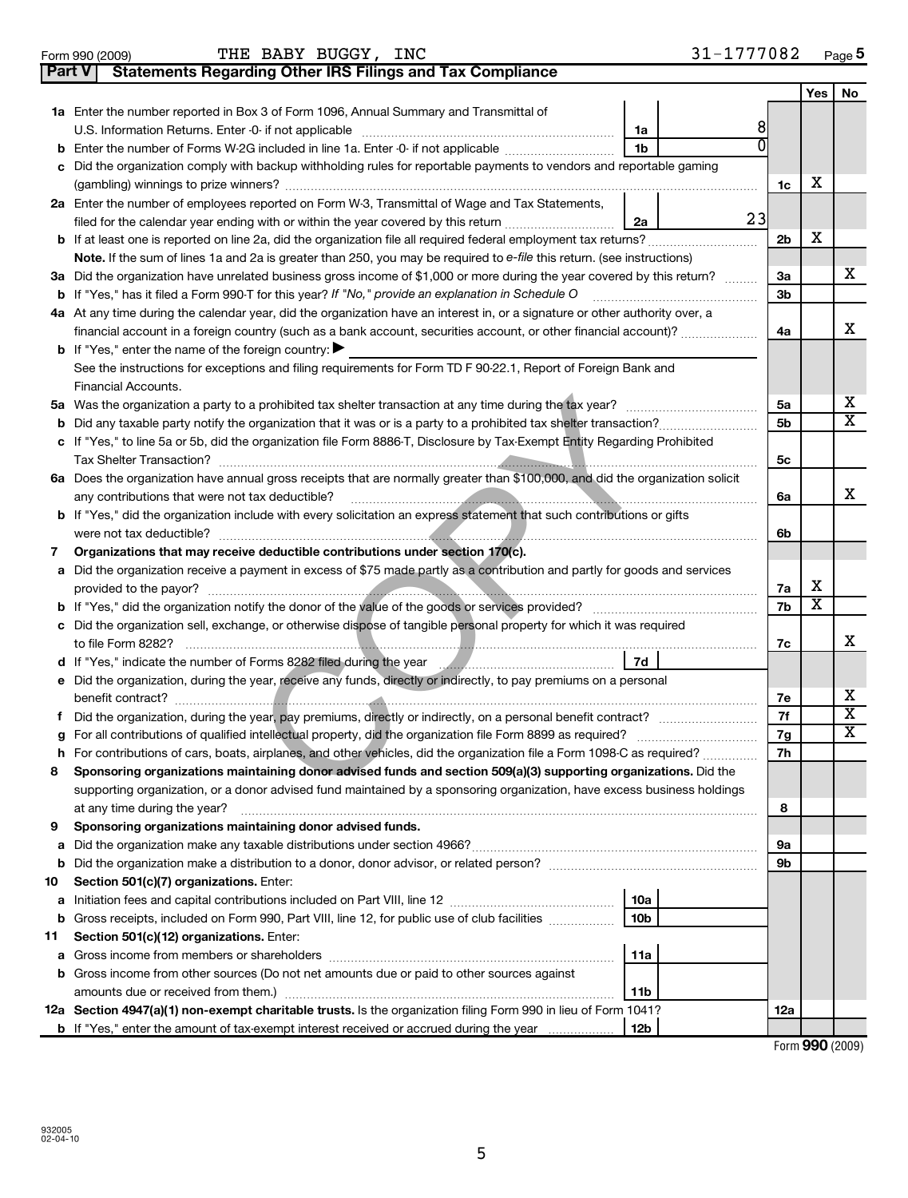Form 990 (2009) THE BABY BUGGY, INC 31-1777082

## Part V Statements Regarding Other IRS Filings and Tax Compliance

| | | | | | Yes | No |
|---|---|---|---|---|---|---|
| **1a** | Enter the number reported in Box 3 of Form 1096, Annual Summary and Transmittal of U.S. Information Returns. Enter -0- if not applicable | 1a | 8 | | | |
| **b** | Enter the number of Forms W-2G included in line 1a. Enter -0- if not applicable | 1b | 0 | | | |
| **c** | Did the organization comply with backup withholding rules for reportable payments to vendors and reportable gaming (gambling) winnings to prize winners? | | | 1c | X | |
| **2a** | Enter the number of employees reported on Form W-3, Transmittal of Wage and Tax Statements, filed for the calendar year ending with or within the year covered by this return | 2a | 23 | | | |
| **b** | If at least one is reported on line 2a, did the organization file all required federal employment tax returns? | | | 2b | X | |
| | **Note.** If the sum of lines 1a and 2a is greater than 250, you may be required to *e-file* this return. (see instructions) | | | | | |
| **3a** | Did the organization have unrelated business gross income of $1,000 or more during the year covered by this return? | | | 3a | | X |
| **b** | If "Yes," has it filed a Form 990-T for this year? *If "No," provide an explanation in Schedule O* | | | 3b | | |
| **4a** | At any time during the calendar year, did the organization have an interest in, or a signature or other authority over, a financial account in a foreign country (such as a bank account, securities account, or other financial account)? | | | 4a | | X |
| **b** | If "Yes," enter the name of the foreign country: ▶ See the instructions for exceptions and filing requirements for Form TD F 90-22.1, Report of Foreign Bank and Financial Accounts. | | | | | |
| **5a** | Was the organization a party to a prohibited tax shelter transaction at any time during the tax year? | | | 5a | | X |
| **b** | Did any taxable party notify the organization that it was or is a party to a prohibited tax shelter transaction? | | | 5b | | X |
| **c** | If "Yes," to line 5a or 5b, did the organization file Form 8886-T, Disclosure by Tax-Exempt Entity Regarding Prohibited Tax Shelter Transaction? | | | 5c | | |
| **6a** | Does the organization have annual gross receipts that are normally greater than $100,000, and did the organization solicit any contributions that were not tax deductible? | | | 6a | | X |
| **b** | If "Yes," did the organization include with every solicitation an express statement that such contributions or gifts were not tax deductible? | | | 6b | | |
| **7** | **Organizations that may receive deductible contributions under section 170(c).** | | | | | |
| **a** | Did the organization receive a payment in excess of $75 made partly as a contribution and partly for goods and services provided to the payor? | | | 7a | X | |
| **b** | If "Yes," did the organization notify the donor of the value of the goods or services provided? | | | 7b | X | |
| **c** | Did the organization sell, exchange, or otherwise dispose of tangible personal property for which it was required to file Form 8282? | | | 7c | | X |
| **d** | If "Yes," indicate the number of Forms 8282 filed during the year | 7d | | | | |
| **e** | Did the organization, during the year, receive any funds, directly or indirectly, to pay premiums on a personal benefit contract? | | | 7e | | X |
| **f** | Did the organization, during the year, pay premiums, directly or indirectly, on a personal benefit contract? | | | 7f | | X |
| **g** | For all contributions of qualified intellectual property, did the organization file Form 8899 as required? | | | 7g | | X |
| **h** | For contributions of cars, boats, airplanes, and other vehicles, did the organization file a Form 1098-C as required? | | | 7h | | |
| **8** | **Sponsoring organizations maintaining donor advised funds and section 509(a)(3) supporting organizations.** Did the supporting organization, or a donor advised fund maintained by a sponsoring organization, have excess business holdings at any time during the year? | | | 8 | | |
| **9** | **Sponsoring organizations maintaining donor advised funds.** | | | | | |
| **a** | Did the organization make any taxable distributions under section 4966? | | | 9a | | |
| **b** | Did the organization make a distribution to a donor, donor advisor, or related person? | | | 9b | | |
| **10** | **Section 501(c)(7) organizations.** Enter: | | | | | |
| **a** | Initiation fees and capital contributions included on Part VIII, line 12 | 10a | | | | |
| **b** | Gross receipts, included on Form 990, Part VIII, line 12, for public use of club facilities | 10b | | | | |
| **11** | **Section 501(c)(12) organizations.** Enter: | | | | | |
| **a** | Gross income from members or shareholders | 11a | | | | |
| **b** | Gross income from other sources (Do not net amounts due or paid to other sources against amounts due or received from them.) | 11b | | | | |
| **12a** | **Section 4947(a)(1) non-exempt charitable trusts.** Is the organization filing Form 990 in lieu of Form 1041? | | | 12a | | |
| **b** | If "Yes," enter the amount of tax-exempt interest received or accrued during the year | 12b | | | | |

Form **990** (2009)

932005
02-04-10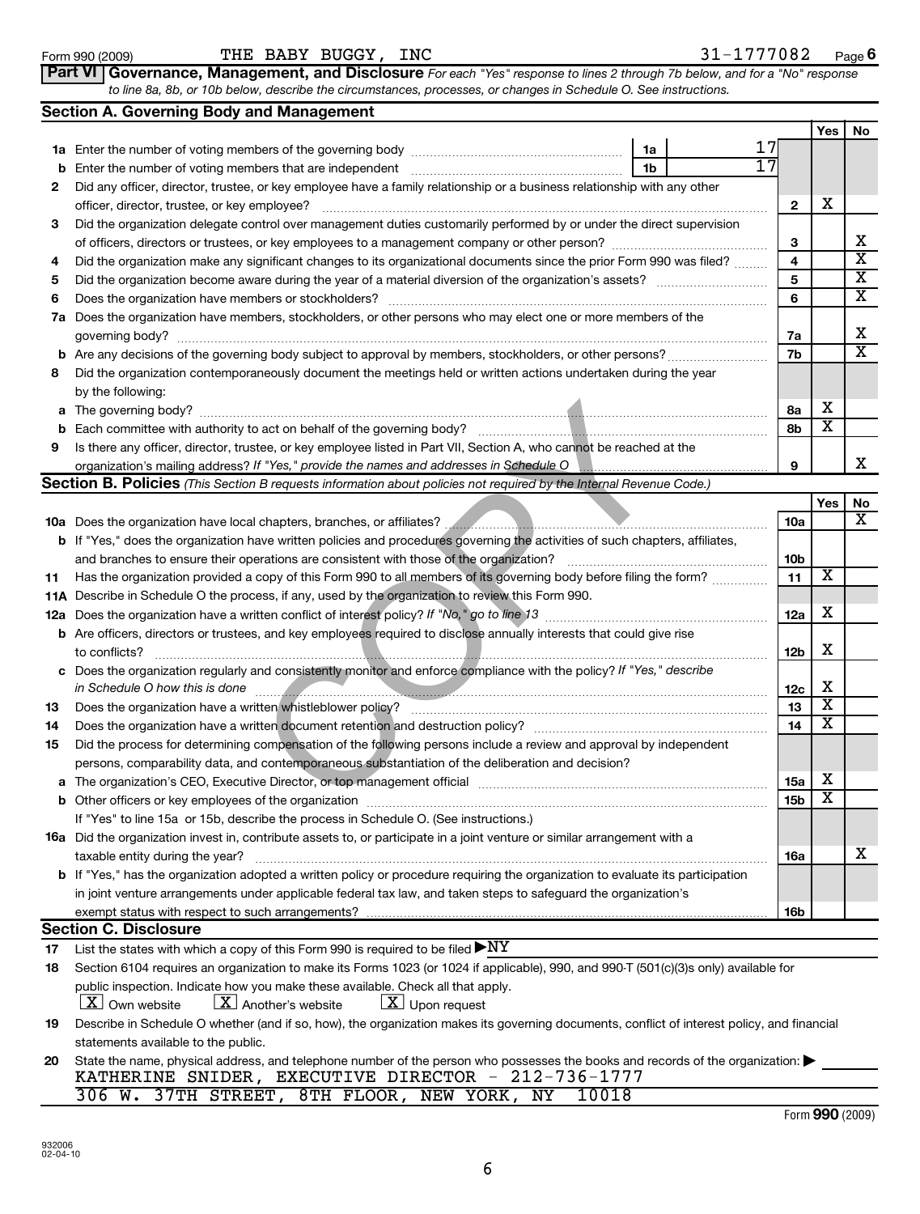Form 990 (2009) THE BABY BUGGY, INC 31-1777082

**Part VI** **Governance, Management, and Disclosure** *For each "Yes" response to lines 2 through 7b below, and for a "No" response to line 8a, 8b, or 10b below, describe the circumstances, processes, or changes in Schedule O. See instructions.*

## Section A. Governing Body and Management

| | | | | Yes | No |
|---|---|---|---|---|---|
| **1a** | Enter the number of voting members of the governing body | 1a 17 | | | |
| **b** | Enter the number of voting members that are independent | 1b 17 | | | |
| **2** | Did any officer, director, trustee, or key employee have a family relationship or a business relationship with any other officer, director, trustee, or key employee? | | 2 | X | |
| **3** | Did the organization delegate control over management duties customarily performed by or under the direct supervision of officers, directors or trustees, or key employees to a management company or other person? | | 3 | | X |
| **4** | Did the organization make any significant changes to its organizational documents since the prior Form 990 was filed? | | 4 | | X |
| **5** | Did the organization become aware during the year of a material diversion of the organization's assets? | | 5 | | X |
| **6** | Does the organization have members or stockholders? | | 6 | | X |
| **7a** | Does the organization have members, stockholders, or other persons who may elect one or more members of the governing body? | | 7a | | X |
| **b** | Are any decisions of the governing body subject to approval by members, stockholders, or other persons? | | 7b | | X |
| **8** | Did the organization contemporaneously document the meetings held or written actions undertaken during the year by the following: | | | | |
| **a** | The governing body? | | 8a | X | |
| **b** | Each committee with authority to act on behalf of the governing body? | | 8b | X | |
| **9** | Is there any officer, director, trustee, or key employee listed in Part VII, Section A, who cannot be reached at the organization's mailing address? *If "Yes," provide the names and addresses in Schedule O* | | 9 | | X |

## Section B. Policies *(This Section B requests information about policies not required by the Internal Revenue Code.)*

| | | | Yes | No |
|---|---|---|---|---|
| **10a** | Does the organization have local chapters, branches, or affiliates? | 10a | | X |
| **b** | If "Yes," does the organization have written policies and procedures governing the activities of such chapters, affiliates, and branches to ensure their operations are consistent with those of the organization? | 10b | | |
| **11** | Has the organization provided a copy of this Form 990 to all members of its governing body before filing the form? | 11 | X | |
| **11A** | Describe in Schedule O the process, if any, used by the organization to review this Form 990. | | | |
| **12a** | Does the organization have a written conflict of interest policy? *If "No," go to line 13* | 12a | X | |
| **b** | Are officers, directors or trustees, and key employees required to disclose annually interests that could give rise to conflicts? | 12b | X | |
| **c** | Does the organization regularly and consistently monitor and enforce compliance with the policy? *If "Yes," describe in Schedule O how this is done* | 12c | X | |
| **13** | Does the organization have a written whistleblower policy? | 13 | X | |
| **14** | Does the organization have a written document retention and destruction policy? | 14 | X | |
| **15** | Did the process for determining compensation of the following persons include a review and approval by independent persons, comparability data, and contemporaneous substantiation of the deliberation and decision? | | | |
| **a** | The organization's CEO, Executive Director, or top management official | 15a | X | |
| **b** | Other officers or key employees of the organization | 15b | X | |
| | If "Yes" to line 15a or 15b, describe the process in Schedule O. (See instructions.) | | | |
| **16a** | Did the organization invest in, contribute assets to, or participate in a joint venture or similar arrangement with a taxable entity during the year? | 16a | | X |
| **b** | If "Yes," has the organization adopted a written policy or procedure requiring the organization to evaluate its participation in joint venture arrangements under applicable federal tax law, and taken steps to safeguard the organization's exempt status with respect to such arrangements? | 16b | | |

## Section C. Disclosure

**17** List the states with which a copy of this Form 990 is required to be filed ▶NY

**18** Section 6104 requires an organization to make its Forms 1023 (or 1024 if applicable), 990, and 990-T (501(c)(3)s only) available for public inspection. Indicate how you make these available. Check all that apply.

[X] Own website [X] Another's website [X] Upon request

**19** Describe in Schedule O whether (and if so, how), the organization makes its governing documents, conflict of interest policy, and financial statements available to the public.

**20** State the name, physical address, and telephone number of the person who possesses the books and records of the organization: ▶

KATHERINE SNIDER, EXECUTIVE DIRECTOR - 212-736-1777
306 W. 37TH STREET, 8TH FLOOR, NEW YORK, NY 10018

Form **990** (2009)

932006
02-04-10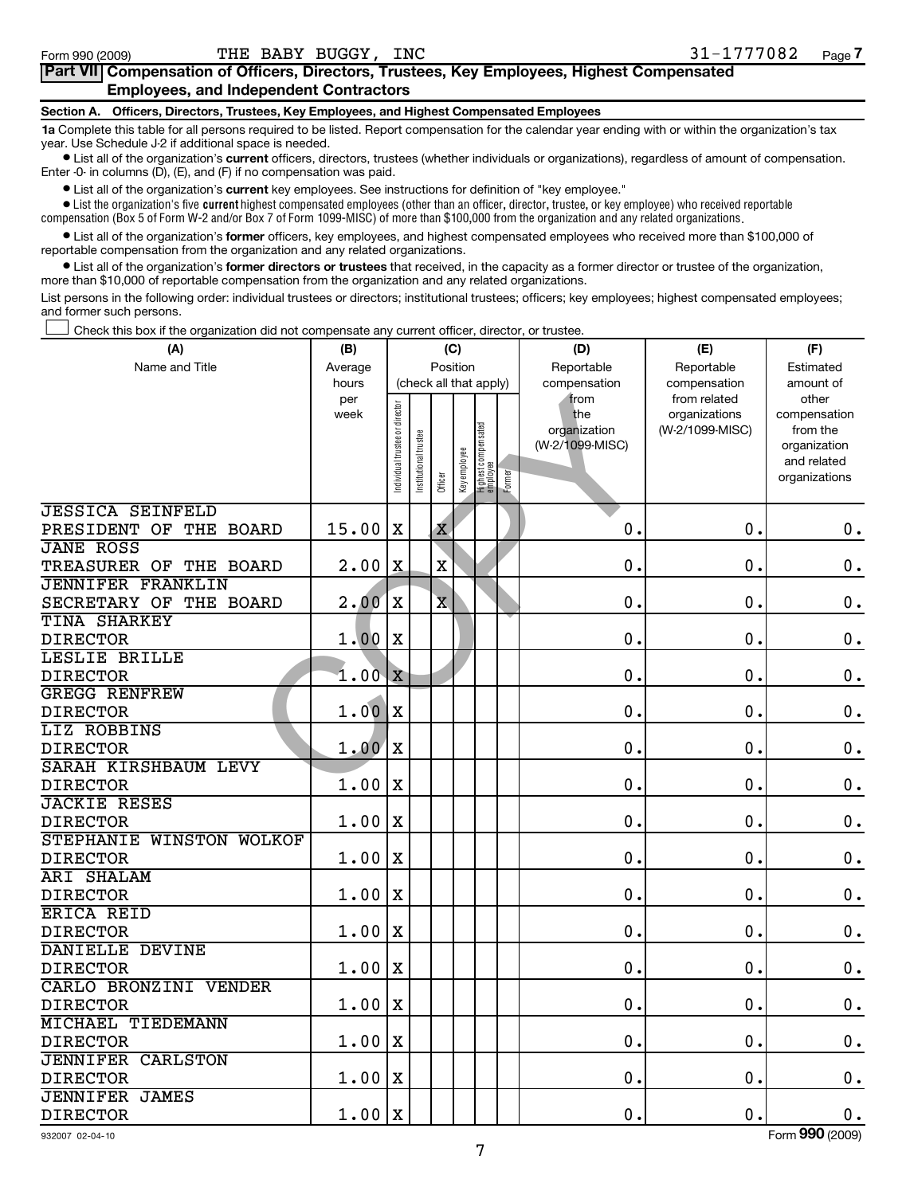Form 990 (2009) THE BABY BUGGY, INC 31-1777082 Page **7**

## Part VII Compensation of Officers, Directors, Trustees, Key Employees, Highest Compensated Employees, and Independent Contractors

**Section A. Officers, Directors, Trustees, Key Employees, and Highest Compensated Employees**

**1a** Complete this table for all persons required to be listed. Report compensation for the calendar year ending with or within the organization's tax year. Use Schedule J-2 if additional space is needed.

- List all of the organization's **current** officers, directors, trustees (whether individuals or organizations), regardless of amount of compensation. Enter -0- in columns (D), (E), and (F) if no compensation was paid.
- List all of the organization's **current** key employees. See instructions for definition of "key employee."
- List the organization's five **current** highest compensated employees (other than an officer, director, trustee, or key employee) who received reportable compensation (Box 5 of Form W-2 and/or Box 7 of Form 1099-MISC) of more than $100,000 from the organization and any related organizations.
- List all of the organization's **former** officers, key employees, and highest compensated employees who received more than $100,000 of reportable compensation from the organization and any related organizations.
- List all of the organization's **former directors or trustees** that received, in the capacity as a former director or trustee of the organization, more than $10,000 of reportable compensation from the organization and any related organizations.

List persons in the following order: individual trustees or directors; institutional trustees; officers; key employees; highest compensated employees; and former such persons.

☐ Check this box if the organization did not compensate any current officer, director, or trustee.

| (A) Name and Title | (B) Average hours per week | (C) Position (check all that apply): Individual trustee or director | Institutional trustee | Officer | Key employee | Highest compensated employee | Former | (D) Reportable compensation from the organization (W-2/1099-MISC) | (E) Reportable compensation from related organizations (W-2/1099-MISC) | (F) Estimated amount of other compensation from the organization and related organizations |
|---|---|---|---|---|---|---|---|---|---|---|
| JESSICA SEINFELD PRESIDENT OF THE BOARD | 15.00 | X | | X | | | | 0. | 0. | 0. |
| JANE ROSS TREASURER OF THE BOARD | 2.00 | X | | X | | | | 0. | 0. | 0. |
| JENNIFER FRANKLIN SECRETARY OF THE BOARD | 2.00 | X | | X | | | | 0. | 0. | 0. |
| TINA SHARKEY DIRECTOR | 1.00 | X | | | | | | 0. | 0. | 0. |
| LESLIE BRILLE DIRECTOR | 1.00 | X | | | | | | 0. | 0. | 0. |
| GREGG RENFREW DIRECTOR | 1.00 | X | | | | | | 0. | 0. | 0. |
| LIZ ROBBINS DIRECTOR | 1.00 | X | | | | | | 0. | 0. | 0. |
| SARAH KIRSHBAUM LEVY DIRECTOR | 1.00 | X | | | | | | 0. | 0. | 0. |
| JACKIE RESES DIRECTOR | 1.00 | X | | | | | | 0. | 0. | 0. |
| STEPHANIE WINSTON WOLKOF DIRECTOR | 1.00 | X | | | | | | 0. | 0. | 0. |
| ARI SHALAM DIRECTOR | 1.00 | X | | | | | | 0. | 0. | 0. |
| ERICA REID DIRECTOR | 1.00 | X | | | | | | 0. | 0. | 0. |
| DANIELLE DEVINE DIRECTOR | 1.00 | X | | | | | | 0. | 0. | 0. |
| CARLO BRONZINI VENDER DIRECTOR | 1.00 | X | | | | | | 0. | 0. | 0. |
| MICHAEL TIEDEMANN DIRECTOR | 1.00 | X | | | | | | 0. | 0. | 0. |
| JENNIFER CARLSTON DIRECTOR | 1.00 | X | | | | | | 0. | 0. | 0. |
| JENNIFER JAMES DIRECTOR | 1.00 | X | | | | | | 0. | 0. | 0. |

932007 02-04-10 Form **990** (2009)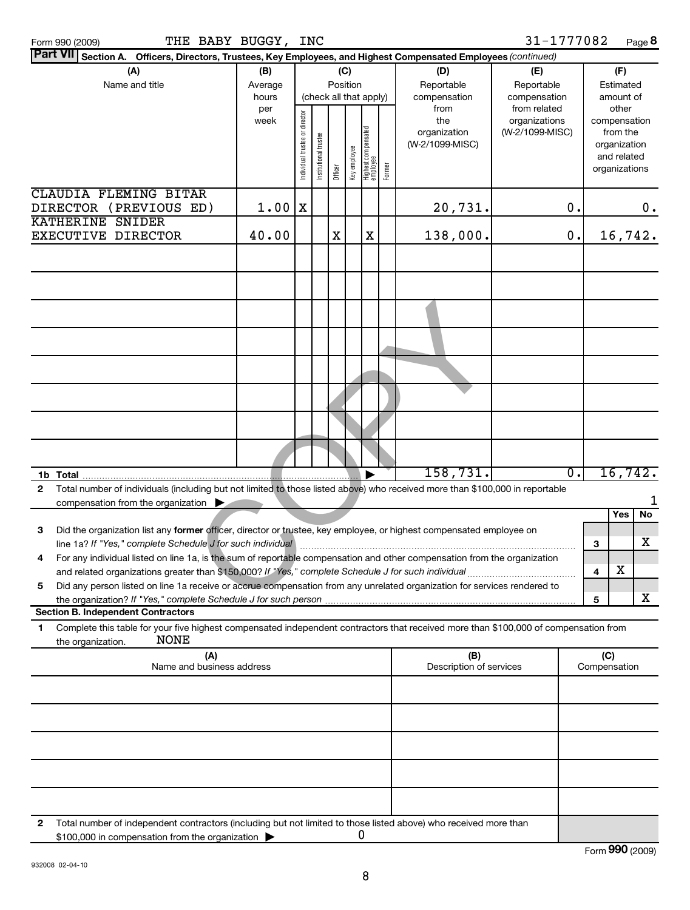Form 990 (2009) THE BABY BUGGY, INC 31-1777082 Page 8

**Part VII** **Section A. Officers, Directors, Trustees, Key Employees, and Highest Compensated Employees** *(continued)*

| (A) Name and title | (B) Average hours per week | (C) Position (check all that apply): Individual trustee or director | Institutional trustee | Officer | Key employee | Highest compensated employee | Former | (D) Reportable compensation from the organization (W-2/1099-MISC) | (E) Reportable compensation from related organizations (W-2/1099-MISC) | (F) Estimated amount of other compensation from the organization and related organizations |
|---|---|---|---|---|---|---|---|---|---|---|
| CLAUDIA FLEMING BITAR DIRECTOR (PREVIOUS ED) | 1.00 | X | | | | | | 20,731. | 0. | 0. |
| KATHERINE SNIDER EXECUTIVE DIRECTOR | 40.00 | | | X | | X | | 138,000. | 0. | 16,742. |
| | | | | | | | | | | |
| | | | | | | | | | | |
| | | | | | | | | | | |
| | | | | | | | | | | |
| | | | | | | | | | | |
| | | | | | | | | | | |
| | | | | | | | | | | |
| | | | | | | | | | | |
| **1b Total** | | | | | | | ▶ | 158,731. | 0. | 16,742. |

**2** Total number of individuals (including but not limited to those listed above) who received more than $100,000 in reportable compensation from the organization ▶ 1

| | | Yes | No |
|---|---|---|---|
| **3** Did the organization list any **former** officer, director or trustee, key employee, or highest compensated employee on line 1a? *If "Yes," complete Schedule J for such individual* | 3 | | X |
| **4** For any individual listed on line 1a, is the sum of reportable compensation and other compensation from the organization and related organizations greater than $150,000? *If "Yes," complete Schedule J for such individual* | 4 | X | |
| **5** Did any person listed on line 1a receive or accrue compensation from any unrelated organization for services rendered to the organization? *If "Yes," complete Schedule J for such person* | 5 | | X |

**Section B. Independent Contractors**

**1** Complete this table for your five highest compensated independent contractors that received more than $100,000 of compensation from the organization. NONE

| (A) Name and business address | (B) Description of services | (C) Compensation |
|---|---|---|
| | | |
| | | |
| | | |
| | | |
| | | |

**2** Total number of independent contractors (including but not limited to those listed above) who received more than $100,000 in compensation from the organization ▶ 0

932008 02-04-10

Form **990** (2009)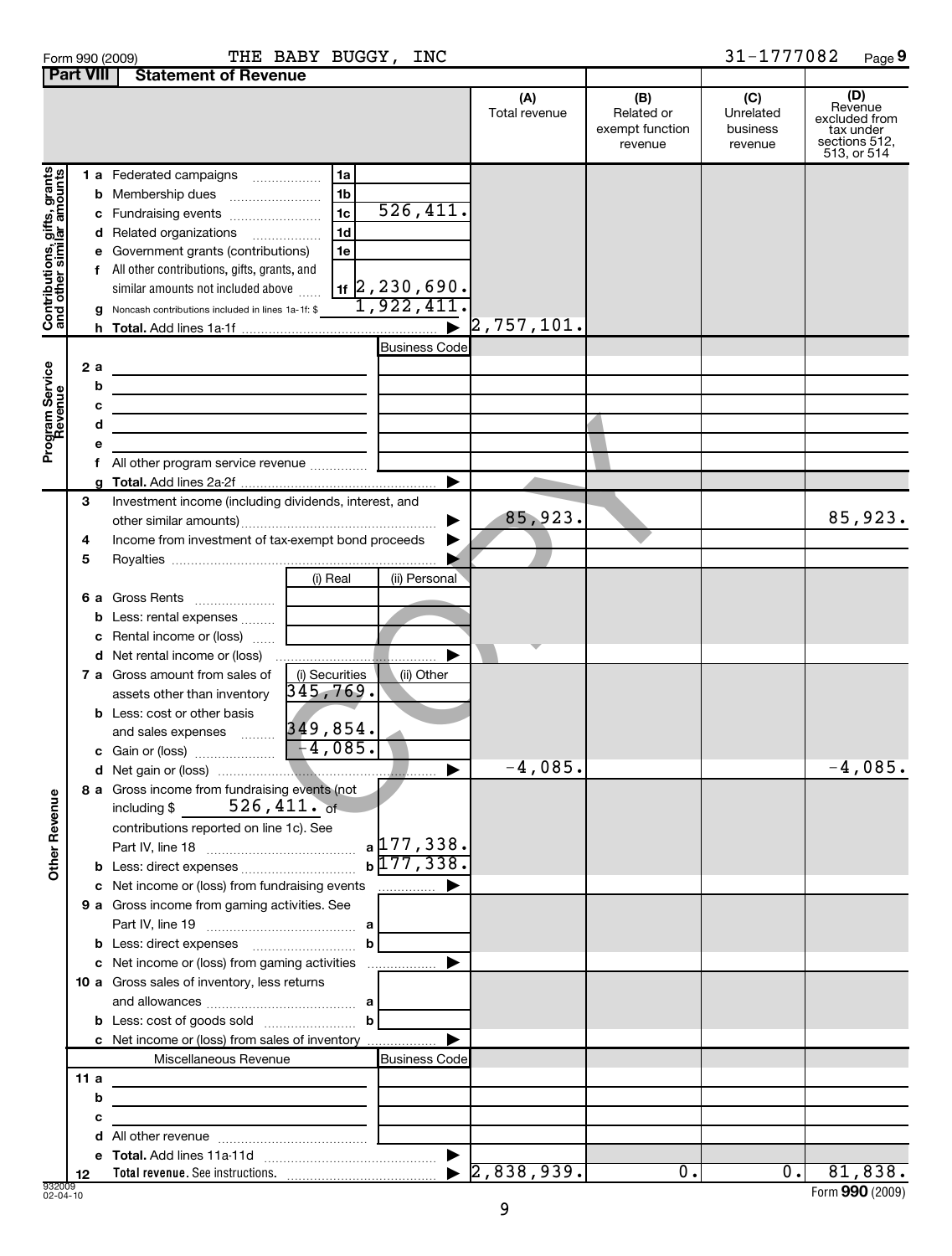Form 990 (2009) THE BABY BUGGY, INC 31-1777082

## Part VIII Statement of Revenue

| | | | | (A) Total revenue | (B) Related or exempt function revenue | (C) Unrelated business revenue | (D) Revenue excluded from tax under sections 512, 513, or 514 |
|---|---|---|---|---|---|---|---|
| **Contributions, gifts, grants and other similar amounts** | 1 a Federated campaigns | 1a | | | | | |
| | b Membership dues | 1b | | | | | |
| | c Fundraising events | 1c | 526,411. | | | | |
| | d Related organizations | 1d | | | | | |
| | e Government grants (contributions) | 1e | | | | | |
| | f All other contributions, gifts, grants, and similar amounts not included above | 1f | 2,230,690. | | | | |
| | g Noncash contributions included in lines 1a-1f: $ | | 1,922,411. | | | | |
| | h **Total.** Add lines 1a-1f ▶ | | | 2,757,101. | | | |
| **Program Service Revenue** | | | Business Code | | | | |
| | 2 a | | | | | | |
| | b | | | | | | |
| | c | | | | | | |
| | d | | | | | | |
| | e | | | | | | |
| | f All other program service revenue | | | | | | |
| | g **Total.** Add lines 2a-2f ▶ | | | | | | |
| | 3 Investment income (including dividends, interest, and other similar amounts) ▶ | | | 85,923. | | | 85,923. |
| | 4 Income from investment of tax-exempt bond proceeds ▶ | | | | | | |
| | 5 Royalties ▶ | | | | | | |
| | | (i) Real | (ii) Personal | | | | |
| | 6 a Gross Rents | | | | | | |
| | b Less: rental expenses | | | | | | |
| | c Rental income or (loss) | | | | | | |
| | d Net rental income or (loss) ▶ | | | | | | |
| | 7 a Gross amount from sales of assets other than inventory | (i) Securities 345,769. | (ii) Other | | | | |
| | b Less: cost or other basis and sales expenses | 349,854. | | | | | |
| | c Gain or (loss) | -4,085. | | | | | |
| | d Net gain or (loss) ▶ | | | -4,085. | | | -4,085. |
| **Other Revenue** | 8 a Gross income from fundraising events (not including $ 526,411. of contributions reported on line 1c). See Part IV, line 18 | a | 177,338. | | | | |
| | b Less: direct expenses | b | 177,338. | | | | |
| | c Net income or (loss) from fundraising events ▶ | | | | | | |
| | 9 a Gross income from gaming activities. See Part IV, line 19 | a | | | | | |
| | b Less: direct expenses | b | | | | | |
| | c Net income or (loss) from gaming activities ▶ | | | | | | |
| | 10 a Gross sales of inventory, less returns and allowances | a | | | | | |
| | b Less: cost of goods sold | b | | | | | |
| | c Net income or (loss) from sales of inventory ▶ | | | | | | |
| | Miscellaneous Revenue | | Business Code | | | | |
| | 11 a | | | | | | |
| | b | | | | | | |
| | c | | | | | | |
| | d All other revenue | | | | | | |
| | e **Total.** Add lines 11a-11d ▶ | | | | | | |
| | 12 **Total revenue.** See instructions. ▶ | | | 2,838,939. | 0. | 0. | 81,838. |

932009 02-04-10

Form **990** (2009)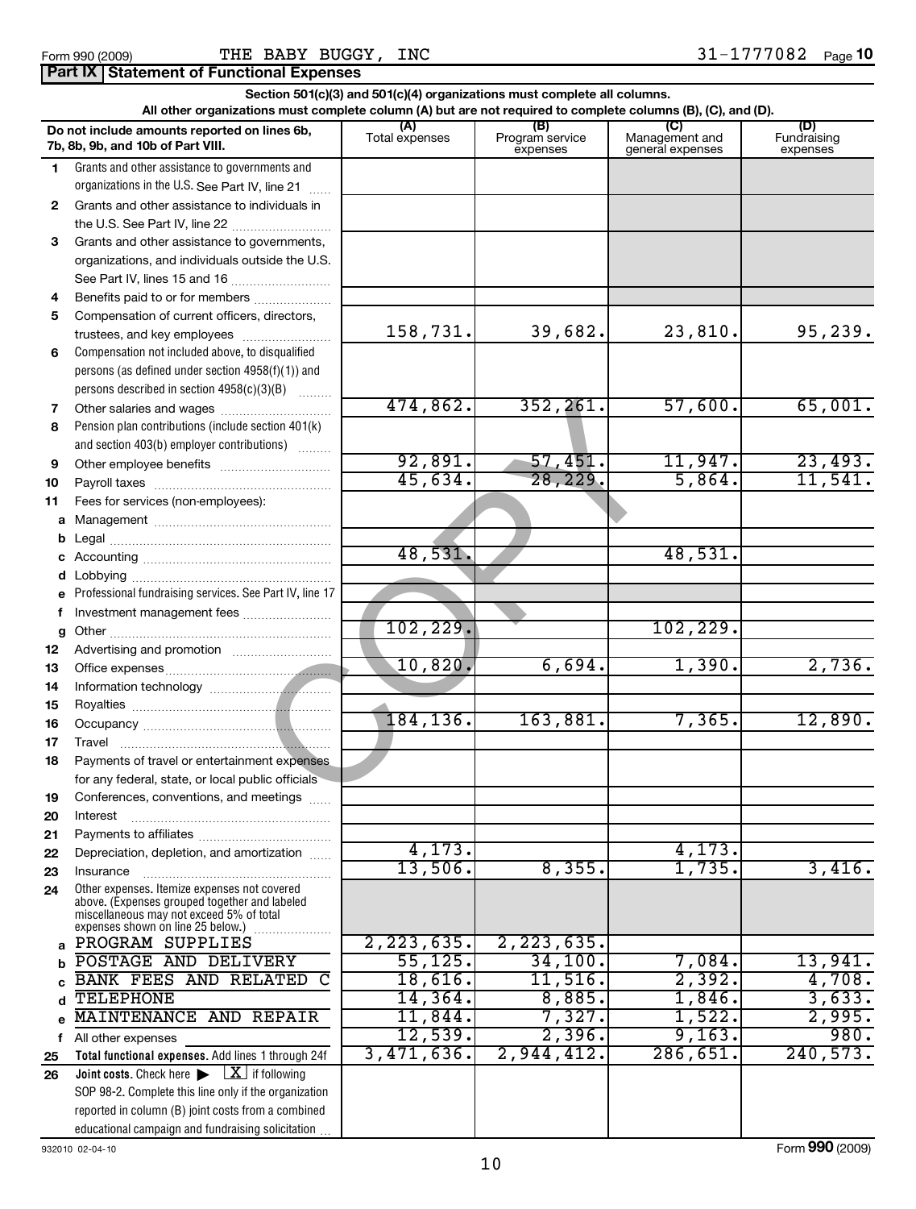Form 990 (2009) THE BABY BUGGY, INC 31-1777082 Page **10**

## Part IX Statement of Functional Expenses

**Section 501(c)(3) and 501(c)(4) organizations must complete all columns.**
**All other organizations must complete column (A) but are not required to complete columns (B), (C), and (D).**

| | Do not include amounts reported on lines 6b, 7b, 8b, 9b, and 10b of Part VIII. | (A) Total expenses | (B) Program service expenses | (C) Management and general expenses | (D) Fundraising expenses |
|---|---|---|---|---|---|
| 1 | Grants and other assistance to governments and organizations in the U.S. See Part IV, line 21 | | | | |
| 2 | Grants and other assistance to individuals in the U.S. See Part IV, line 22 | | | | |
| 3 | Grants and other assistance to governments, organizations, and individuals outside the U.S. See Part IV, lines 15 and 16 | | | | |
| 4 | Benefits paid to or for members | | | | |
| 5 | Compensation of current officers, directors, trustees, and key employees | 158,731. | 39,682. | 23,810. | 95,239. |
| 6 | Compensation not included above, to disqualified persons (as defined under section 4958(f)(1)) and persons described in section 4958(c)(3)(B) | | | | |
| 7 | Other salaries and wages | 474,862. | 352,261. | 57,600. | 65,001. |
| 8 | Pension plan contributions (include section 401(k) and section 403(b) employer contributions) | | | | |
| 9 | Other employee benefits | 92,891. | 57,451. | 11,947. | 23,493. |
| 10 | Payroll taxes | 45,634. | 28,229. | 5,864. | 11,541. |
| 11 | Fees for services (non-employees): | | | | |
| a | Management | | | | |
| b | Legal | | | | |
| c | Accounting | 48,531. | | 48,531. | |
| d | Lobbying | | | | |
| e | Professional fundraising services. See Part IV, line 17 | | | | |
| f | Investment management fees | | | | |
| g | Other | 102,229. | | 102,229. | |
| 12 | Advertising and promotion | | | | |
| 13 | Office expenses | 10,820. | 6,694. | 1,390. | 2,736. |
| 14 | Information technology | | | | |
| 15 | Royalties | | | | |
| 16 | Occupancy | 184,136. | 163,881. | 7,365. | 12,890. |
| 17 | Travel | | | | |
| 18 | Payments of travel or entertainment expenses for any federal, state, or local public officials | | | | |
| 19 | Conferences, conventions, and meetings | | | | |
| 20 | Interest | | | | |
| 21 | Payments to affiliates | | | | |
| 22 | Depreciation, depletion, and amortization | 4,173. | | 4,173. | |
| 23 | Insurance | 13,506. | 8,355. | 1,735. | 3,416. |
| 24 | Other expenses. Itemize expenses not covered above. (Expenses grouped together and labeled miscellaneous may not exceed 5% of total expenses shown on line 25 below.) | | | | |
| a | PROGRAM SUPPLIES | 2,223,635. | 2,223,635. | | |
| b | POSTAGE AND DELIVERY | 55,125. | 34,100. | 7,084. | 13,941. |
| c | BANK FEES AND RELATED C | 18,616. | 11,516. | 2,392. | 4,708. |
| d | TELEPHONE | 14,364. | 8,885. | 1,846. | 3,633. |
| e | MAINTENANCE AND REPAIR | 11,844. | 7,327. | 1,522. | 2,995. |
| f | All other expenses | 12,539. | 2,396. | 9,163. | 980. |
| 25 | **Total functional expenses.** Add lines 1 through 24f | 3,471,636. | 2,944,412. | 286,651. | 240,573. |
| 26 | **Joint costs.** Check here ▶ [X] if following SOP 98-2. Complete this line only if the organization reported in column (B) joint costs from a combined educational campaign and fundraising solicitation | | | | |

932010 02-04-10 Form **990** (2009)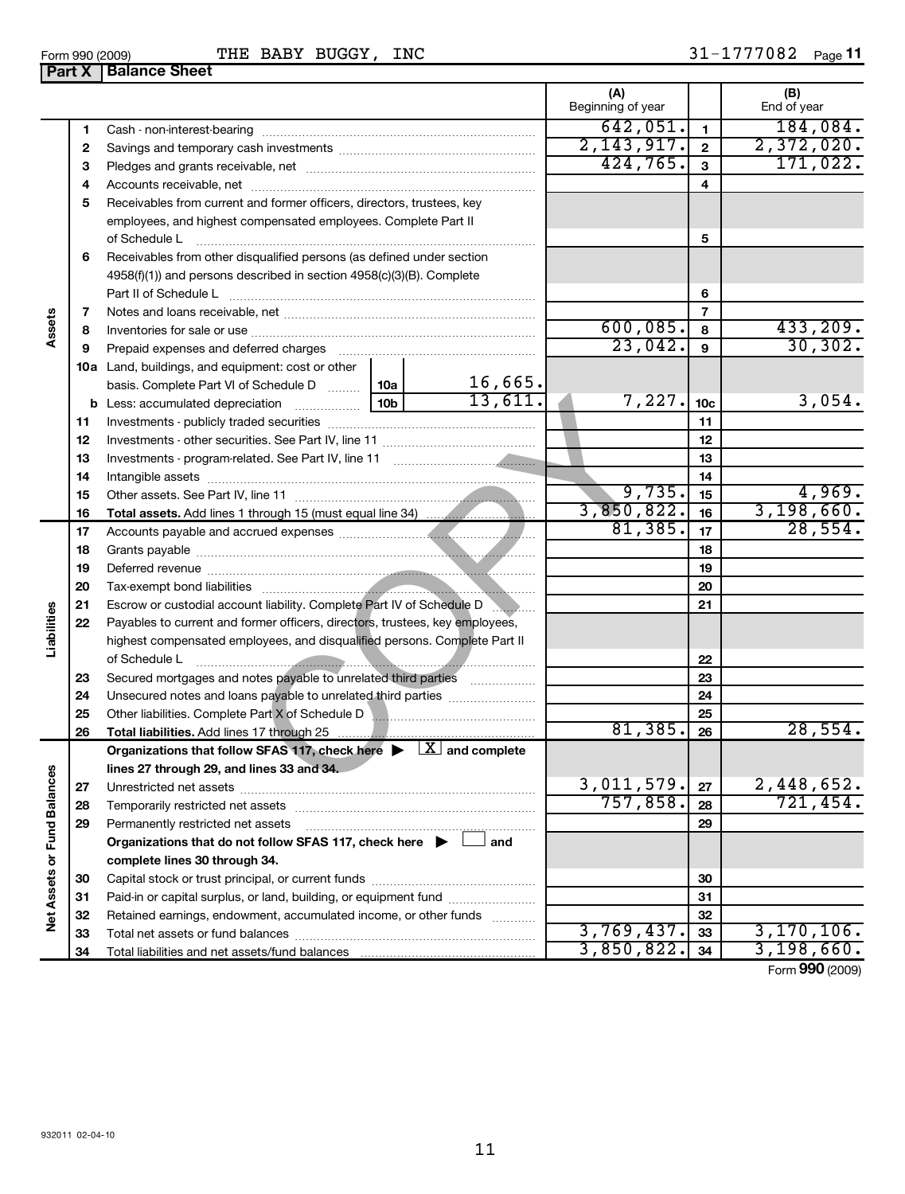Form 990 (2009) THE BABY BUGGY, INC 31-1777082

## Part X Balance Sheet

| | | | | (A) Beginning of year | | (B) End of year |
|---|---|---|---|---|---|---|
| Assets | 1 | Cash - non-interest-bearing | | 642,051. | 1 | 184,084. |
| | 2 | Savings and temporary cash investments | | 2,143,917. | 2 | 2,372,020. |
| | 3 | Pledges and grants receivable, net | | 424,765. | 3 | 171,022. |
| | 4 | Accounts receivable, net | | | 4 | |
| | 5 | Receivables from current and former officers, directors, trustees, key employees, and highest compensated employees. Complete Part II of Schedule L | | | 5 | |
| | 6 | Receivables from other disqualified persons (as defined under section 4958(f)(1)) and persons described in section 4958(c)(3)(B). Complete Part II of Schedule L | | | 6 | |
| | 7 | Notes and loans receivable, net | | | 7 | |
| | 8 | Inventories for sale or use | | 600,085. | 8 | 433,209. |
| | 9 | Prepaid expenses and deferred charges | | 23,042. | 9 | 30,302. |
| | 10a | Land, buildings, and equipment: cost or other basis. Complete Part VI of Schedule D | 10a 16,665. | | | |
| | b | Less: accumulated depreciation | 10b 13,611. | 7,227. | 10c | 3,054. |
| | 11 | Investments - publicly traded securities | | | 11 | |
| | 12 | Investments - other securities. See Part IV, line 11 | | | 12 | |
| | 13 | Investments - program-related. See Part IV, line 11 | | | 13 | |
| | 14 | Intangible assets | | | 14 | |
| | 15 | Other assets. See Part IV, line 11 | | 9,735. | 15 | 4,969. |
| | 16 | **Total assets.** Add lines 1 through 15 (must equal line 34) | | 3,850,822. | 16 | 3,198,660. |
| Liabilities | 17 | Accounts payable and accrued expenses | | 81,385. | 17 | 28,554. |
| | 18 | Grants payable | | | 18 | |
| | 19 | Deferred revenue | | | 19 | |
| | 20 | Tax-exempt bond liabilities | | | 20 | |
| | 21 | Escrow or custodial account liability. Complete Part IV of Schedule D | | | 21 | |
| | 22 | Payables to current and former officers, directors, trustees, key employees, highest compensated employees, and disqualified persons. Complete Part II of Schedule L | | | 22 | |
| | 23 | Secured mortgages and notes payable to unrelated third parties | | | 23 | |
| | 24 | Unsecured notes and loans payable to unrelated third parties | | | 24 | |
| | 25 | Other liabilities. Complete Part X of Schedule D | | | 25 | |
| | 26 | **Total liabilities.** Add lines 17 through 25 | | 81,385. | 26 | 28,554. |
| Net Assets or Fund Balances | | **Organizations that follow SFAS 117, check here ▶ [X] and complete lines 27 through 29, and lines 33 and 34.** | | | | |
| | 27 | Unrestricted net assets | | 3,011,579. | 27 | 2,448,652. |
| | 28 | Temporarily restricted net assets | | 757,858. | 28 | 721,454. |
| | 29 | Permanently restricted net assets | | | 29 | |
| | | **Organizations that do not follow SFAS 117, check here ▶ [ ] and complete lines 30 through 34.** | | | | |
| | 30 | Capital stock or trust principal, or current funds | | | 30 | |
| | 31 | Paid-in or capital surplus, or land, building, or equipment fund | | | 31 | |
| | 32 | Retained earnings, endowment, accumulated income, or other funds | | | 32 | |
| | 33 | Total net assets or fund balances | | 3,769,437. | 33 | 3,170,106. |
| | 34 | Total liabilities and net assets/fund balances | | 3,850,822. | 34 | 3,198,660. |

Form **990** (2009)

932011 02-04-10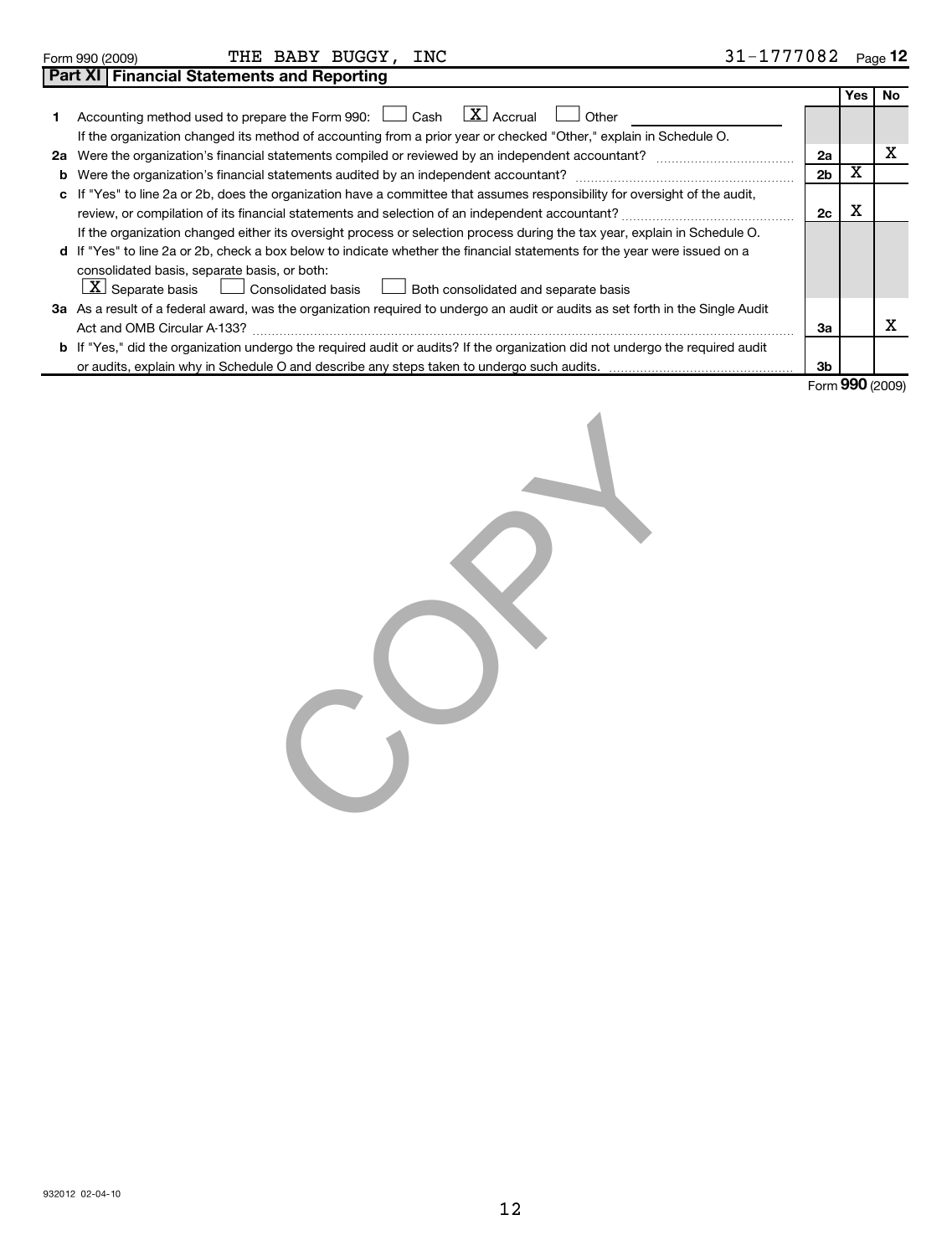Form 990 (2009) THE BABY BUGGY, INC 31-1777082

## Part XI Financial Statements and Reporting

| | | | Yes | No |
|---|---|---|---|---|
| 1 | Accounting method used to prepare the Form 990: ☐ Cash ☒ Accrual ☐ Other<br>If the organization changed its method of accounting from a prior year or checked "Other," explain in Schedule O. | | | |
| 2a | Were the organization's financial statements compiled or reviewed by an independent accountant? | 2a | | X |
| b | Were the organization's financial statements audited by an independent accountant? | 2b | X | |
| c | If "Yes" to line 2a or 2b, does the organization have a committee that assumes responsibility for oversight of the audit, review, or compilation of its financial statements and selection of an independent accountant?<br>If the organization changed either its oversight process or selection process during the tax year, explain in Schedule O. | 2c | X | |
| d | If "Yes" to line 2a or 2b, check a box below to indicate whether the financial statements for the year were issued on a consolidated basis, separate basis, or both:<br>☒ Separate basis ☐ Consolidated basis ☐ Both consolidated and separate basis | | | |
| 3a | As a result of a federal award, was the organization required to undergo an audit or audits as set forth in the Single Audit Act and OMB Circular A-133? | 3a | | X |
| b | If "Yes," did the organization undergo the required audit or audits? If the organization did not undergo the required audit or audits, explain why in Schedule O and describe any steps taken to undergo such audits. | 3b | | |

Form **990** (2009)

932012 02-04-10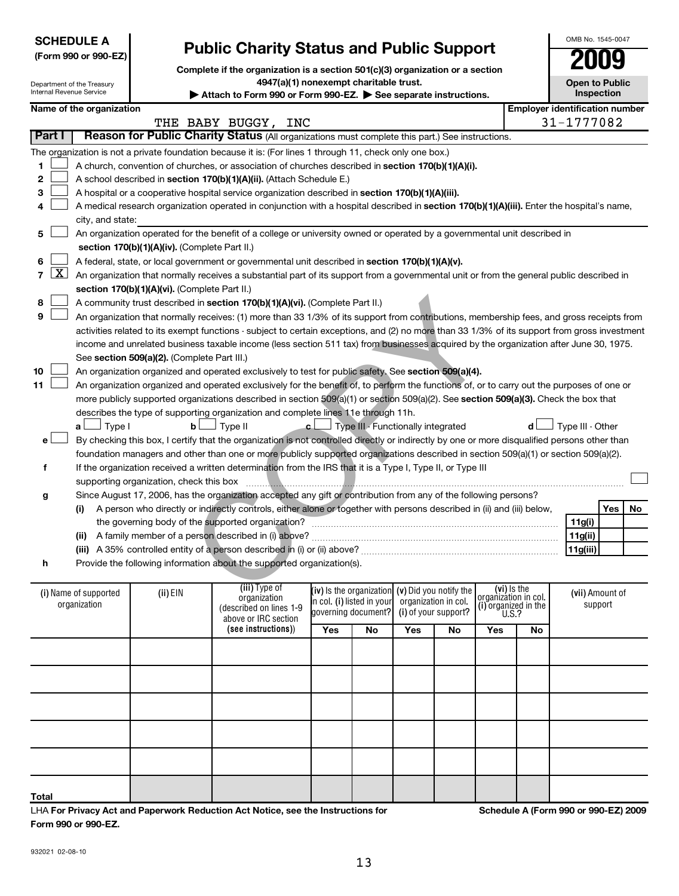**SCHEDULE A**
**(Form 990 or 990-EZ)**

Department of the Treasury
Internal Revenue Service

# Public Charity Status and Public Support

**Complete if the organization is a section 501(c)(3) organization or a section 4947(a)(1) nonexempt charitable trust.**

▶ **Attach to Form 990 or Form 990-EZ.** ▶ **See separate instructions.**

OMB No. 1545-0047

**2009**

**Open to Public Inspection**

**Name of the organization**: THE BABY BUGGY, INC

**Employer identification number**: 31-1777082

**Part I** **Reason for Public Charity Status** (All organizations must complete this part.) See instructions.

The organization is not a private foundation because it is: (For lines 1 through 11, check only one box.)

1 ☐ A church, convention of churches, or association of churches described in **section 170(b)(1)(A)(i).**

2 ☐ A school described in **section 170(b)(1)(A)(ii).** (Attach Schedule E.)

3 ☐ A hospital or a cooperative hospital service organization described in **section 170(b)(1)(A)(iii).**

4 ☐ A medical research organization operated in conjunction with a hospital described in **section 170(b)(1)(A)(iii).** Enter the hospital's name, city, and state:

5 ☐ An organization operated for the benefit of a college or university owned or operated by a governmental unit described in **section 170(b)(1)(A)(iv).** (Complete Part II.)

6 ☐ A federal, state, or local government or governmental unit described in **section 170(b)(1)(A)(v).**

7 ☒ An organization that normally receives a substantial part of its support from a governmental unit or from the general public described in **section 170(b)(1)(A)(vi).** (Complete Part II.)

8 ☐ A community trust described in **section 170(b)(1)(A)(vi).** (Complete Part II.)

9 ☐ An organization that normally receives: (1) more than 33 1/3% of its support from contributions, membership fees, and gross receipts from activities related to its exempt functions - subject to certain exceptions, and (2) no more than 33 1/3% of its support from gross investment income and unrelated business taxable income (less section 511 tax) from businesses acquired by the organization after June 30, 1975. See **section 509(a)(2).** (Complete Part III.)

10 ☐ An organization organized and operated exclusively to test for public safety. See **section 509(a)(4).**

11 ☐ An organization organized and operated exclusively for the benefit of, to perform the functions of, or to carry out the purposes of one or more publicly supported organizations described in section 509(a)(1) or section 509(a)(2). See **section 509(a)(3).** Check the box that describes the type of supporting organization and complete lines 11e through 11h.

a ☐ Type I  b ☐ Type II  c ☐ Type III - Functionally integrated  d ☐ Type III - Other

e ☐ By checking this box, I certify that the organization is not controlled directly or indirectly by one or more disqualified persons other than foundation managers and other than one or more publicly supported organizations described in section 509(a)(1) or section 509(a)(2).

f If the organization received a written determination from the IRS that it is a Type I, Type II, or Type III supporting organization, check this box ☐

g Since August 17, 2006, has the organization accepted any gift or contribution from any of the following persons?

| | | Yes | No |
|---|---|---|---|
| (i) A person who directly or indirectly controls, either alone or together with persons described in (ii) and (iii) below, the governing body of the supported organization? | 11g(i) | | |
| (ii) A family member of a person described in (i) above? | 11g(ii) | | |
| (iii) A 35% controlled entity of a person described in (i) or (ii) above? | 11g(iii) | | |

h Provide the following information about the supported organization(s).

| (i) Name of supported organization | (ii) EIN | (iii) Type of organization (described on lines 1-9 above or IRC section (see instructions)) | (iv) Is the organization in col. (i) listed in your governing document? | | (v) Did you notify the organization in col. (i) of your support? | | (vi) Is the organization in col. (i) organized in the U.S.? | | (vii) Amount of support |
|---|---|---|---|---|---|---|---|---|---|
| | | | Yes | No | Yes | No | Yes | No | |
| | | | | | | | | | |
| | | | | | | | | | |
| | | | | | | | | | |
| | | | | | | | | | |
| | | | | | | | | | |
| **Total** | | | | | | | | | |

LHA **For Privacy Act and Paperwork Reduction Act Notice, see the Instructions for Form 990 or 990-EZ.**

**Schedule A (Form 990 or 990-EZ) 2009**

932021 02-08-10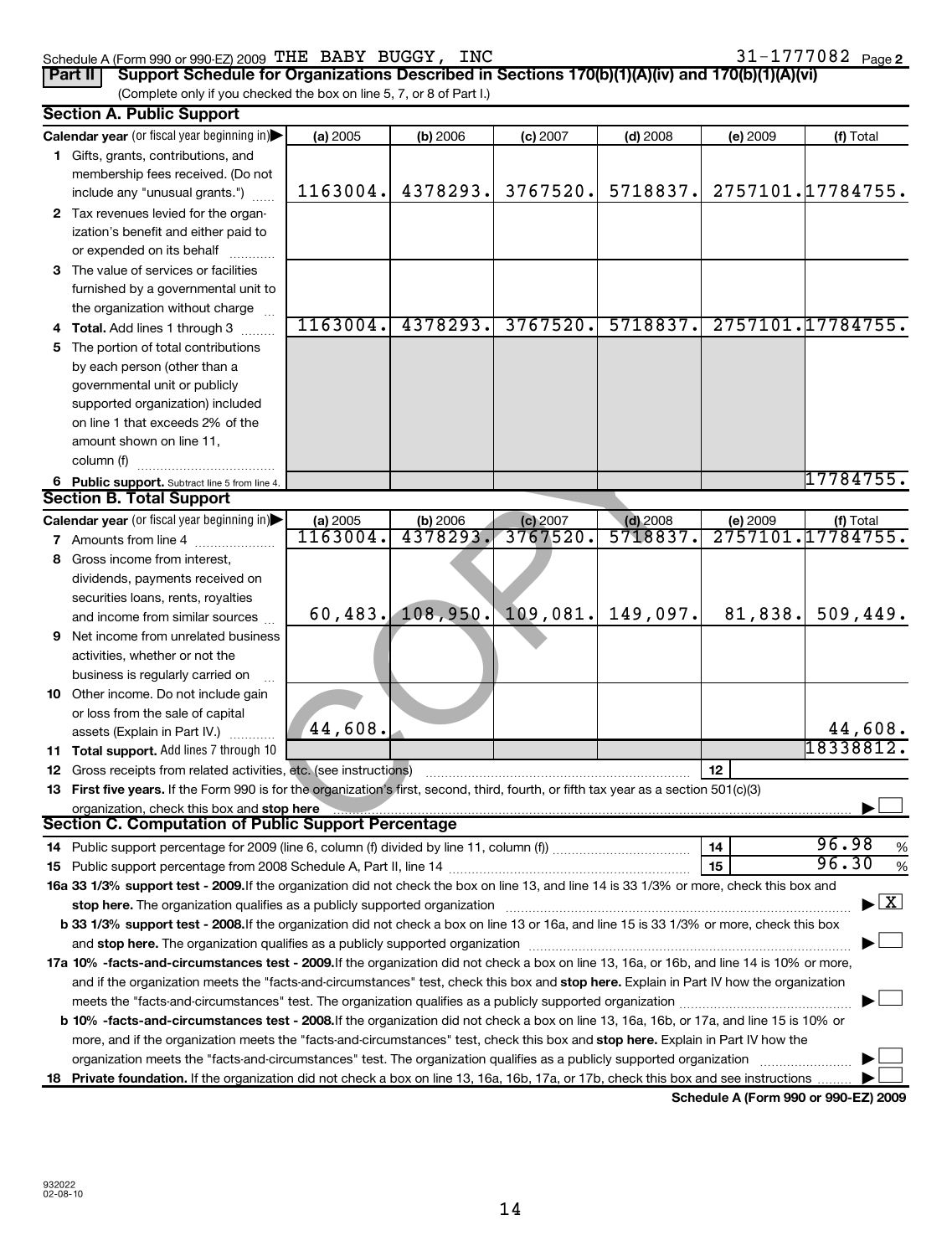Schedule A (Form 990 or 990-EZ) 2009 THE BABY BUGGY, INC 31-1777082 Page 2

**Part II** **Support Schedule for Organizations Described in Sections 170(b)(1)(A)(iv) and 170(b)(1)(A)(vi)**

(Complete only if you checked the box on line 5, 7, or 8 of Part I.)

## Section A. Public Support

| Calendar year (or fiscal year beginning in) | (a) 2005 | (b) 2006 | (c) 2007 | (d) 2008 | (e) 2009 | (f) Total |
|---|---|---|---|---|---|---|
| 1 Gifts, grants, contributions, and membership fees received. (Do not include any "unusual grants.") | 1163004. | 4378293. | 3767520. | 5718837. | 2757101. | 17784755. |
| 2 Tax revenues levied for the organization's benefit and either paid to or expended on its behalf | | | | | | |
| 3 The value of services or facilities furnished by a governmental unit to the organization without charge | | | | | | |
| 4 Total. Add lines 1 through 3 | 1163004. | 4378293. | 3767520. | 5718837. | 2757101. | 17784755. |
| 5 The portion of total contributions by each person (other than a governmental unit or publicly supported organization) included on line 1 that exceeds 2% of the amount shown on line 11, column (f) | | | | | | |
| 6 Public support. Subtract line 5 from line 4. | | | | | | 17784755. |

## Section B. Total Support

| Calendar year (or fiscal year beginning in) | (a) 2005 | (b) 2006 | (c) 2007 | (d) 2008 | (e) 2009 | (f) Total |
|---|---|---|---|---|---|---|
| 7 Amounts from line 4 | 1163004. | 4378293. | 3767520. | 5718837. | 2757101. | 17784755. |
| 8 Gross income from interest, dividends, payments received on securities loans, rents, royalties and income from similar sources | 60,483. | 108,950. | 109,081. | 149,097. | 81,838. | 509,449. |
| 9 Net income from unrelated business activities, whether or not the business is regularly carried on | | | | | | |
| 10 Other income. Do not include gain or loss from the sale of capital assets (Explain in Part IV.) | 44,608. | | | | | 44,608. |
| 11 Total support. Add lines 7 through 10 | | | | | | 18338812. |

12 Gross receipts from related activities, etc. (see instructions) ..... 12

13 **First five years.** If the Form 990 is for the organization's first, second, third, fourth, or fifth tax year as a section 501(c)(3) organization, check this box and **stop here** ☐

## Section C. Computation of Public Support Percentage

14 Public support percentage for 2009 (line 6, column (f) divided by line 11, column (f)) ..... 14 | 96.98 %

15 Public support percentage from 2008 Schedule A, Part II, line 14 ..... 15 | 96.30 %

**16a 33 1/3% support test - 2009.** If the organization did not check the box on line 13, and line 14 is 33 1/3% or more, check this box and **stop here.** The organization qualifies as a publicly supported organization ☒

**b 33 1/3% support test - 2008.** If the organization did not check a box on line 13 or 16a, and line 15 is 33 1/3% or more, check this box and **stop here.** The organization qualifies as a publicly supported organization ☐

**17a 10% -facts-and-circumstances test - 2009.** If the organization did not check a box on line 13, 16a, or 16b, and line 14 is 10% or more, and if the organization meets the "facts-and-circumstances" test, check this box and **stop here.** Explain in Part IV how the organization meets the "facts-and-circumstances" test. The organization qualifies as a publicly supported organization ☐

**b 10% -facts-and-circumstances test - 2008.** If the organization did not check a box on line 13, 16a, 16b, or 17a, and line 15 is 10% or more, and if the organization meets the "facts-and-circumstances" test, check this box and **stop here.** Explain in Part IV how the organization meets the "facts-and-circumstances" test. The organization qualifies as a publicly supported organization ☐

**18 Private foundation.** If the organization did not check a box on line 13, 16a, 16b, 17a, or 17b, check this box and see instructions ☐

**Schedule A (Form 990 or 990-EZ) 2009**

932022
02-08-10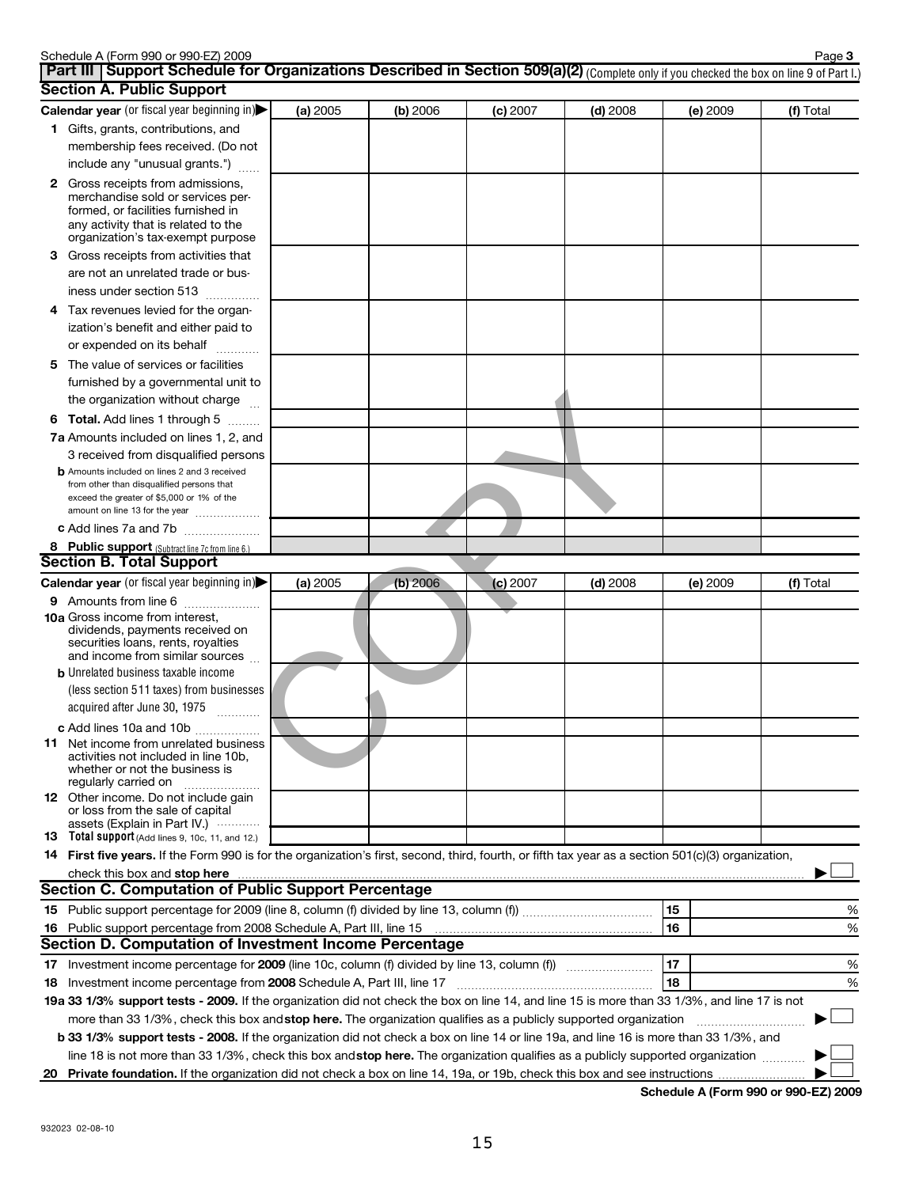## Part III Support Schedule for Organizations Described in Section 509(a)(2) (Complete only if you checked the box on line 9 of Part I.)

### Section A. Public Support

| Calendar year (or fiscal year beginning in) ▶ | (a) 2005 | (b) 2006 | (c) 2007 | (d) 2008 | (e) 2009 | (f) Total |
|---|---|---|---|---|---|---|
| **1** Gifts, grants, contributions, and membership fees received. (Do not include any "unusual grants.") | | | | | | |
| **2** Gross receipts from admissions, merchandise sold or services performed, or facilities furnished in any activity that is related to the organization's tax-exempt purpose | | | | | | |
| **3** Gross receipts from activities that are not an unrelated trade or business under section 513 | | | | | | |
| **4** Tax revenues levied for the organization's benefit and either paid to or expended on its behalf | | | | | | |
| **5** The value of services or facilities furnished by a governmental unit to the organization without charge | | | | | | |
| **6 Total.** Add lines 1 through 5 | | | | | | |
| **7a** Amounts included on lines 1, 2, and 3 received from disqualified persons | | | | | | |
| **b** Amounts included on lines 2 and 3 received from other than disqualified persons that exceed the greater of $5,000 or 1% of the amount on line 13 for the year | | | | | | |
| **c** Add lines 7a and 7b | | | | | | |
| **8 Public support** (Subtract line 7c from line 6.) | | | | | | |

### Section B. Total Support

| Calendar year (or fiscal year beginning in) ▶ | (a) 2005 | (b) 2006 | (c) 2007 | (d) 2008 | (e) 2009 | (f) Total |
|---|---|---|---|---|---|---|
| **9** Amounts from line 6 | | | | | | |
| **10a** Gross income from interest, dividends, payments received on securities loans, rents, royalties and income from similar sources | | | | | | |
| **b** Unrelated business taxable income (less section 511 taxes) from businesses acquired after June 30, 1975 | | | | | | |
| **c** Add lines 10a and 10b | | | | | | |
| **11** Net income from unrelated business activities not included in line 10b, whether or not the business is regularly carried on | | | | | | |
| **12** Other income. Do not include gain or loss from the sale of capital assets (Explain in Part IV.) | | | | | | |
| **13 Total support** (Add lines 9, 10c, 11, and 12.) | | | | | | |

**14 First five years.** If the Form 990 is for the organization's first, second, third, fourth, or fifth tax year as a section 501(c)(3) organization, check this box and **stop here** ▶ ☐

### Section C. Computation of Public Support Percentage

| | | | |
|---|---|---|---|
| **15** Public support percentage for 2009 (line 8, column (f) divided by line 13, column (f)) | 15 | | % |
| **16** Public support percentage from 2008 Schedule A, Part III, line 15 | 16 | | % |

### Section D. Computation of Investment Income Percentage

| | | | |
|---|---|---|---|
| **17** Investment income percentage for **2009** (line 10c, column (f) divided by line 13, column (f)) | 17 | | % |
| **18** Investment income percentage from **2008** Schedule A, Part III, line 17 | 18 | | % |

**19a 33 1/3% support tests - 2009.** If the organization did not check the box on line 14, and line 15 is more than 33 1/3%, and line 17 is not more than 33 1/3%, check this box and **stop here.** The organization qualifies as a publicly supported organization ▶ ☐

**b 33 1/3% support tests - 2008.** If the organization did not check a box on line 14 or line 19a, and line 16 is more than 33 1/3%, and line 18 is not more than 33 1/3%, check this box and **stop here.** The organization qualifies as a publicly supported organization ▶ ☐

**20 Private foundation.** If the organization did not check a box on line 14, 19a, or 19b, check this box and see instructions ▶ ☐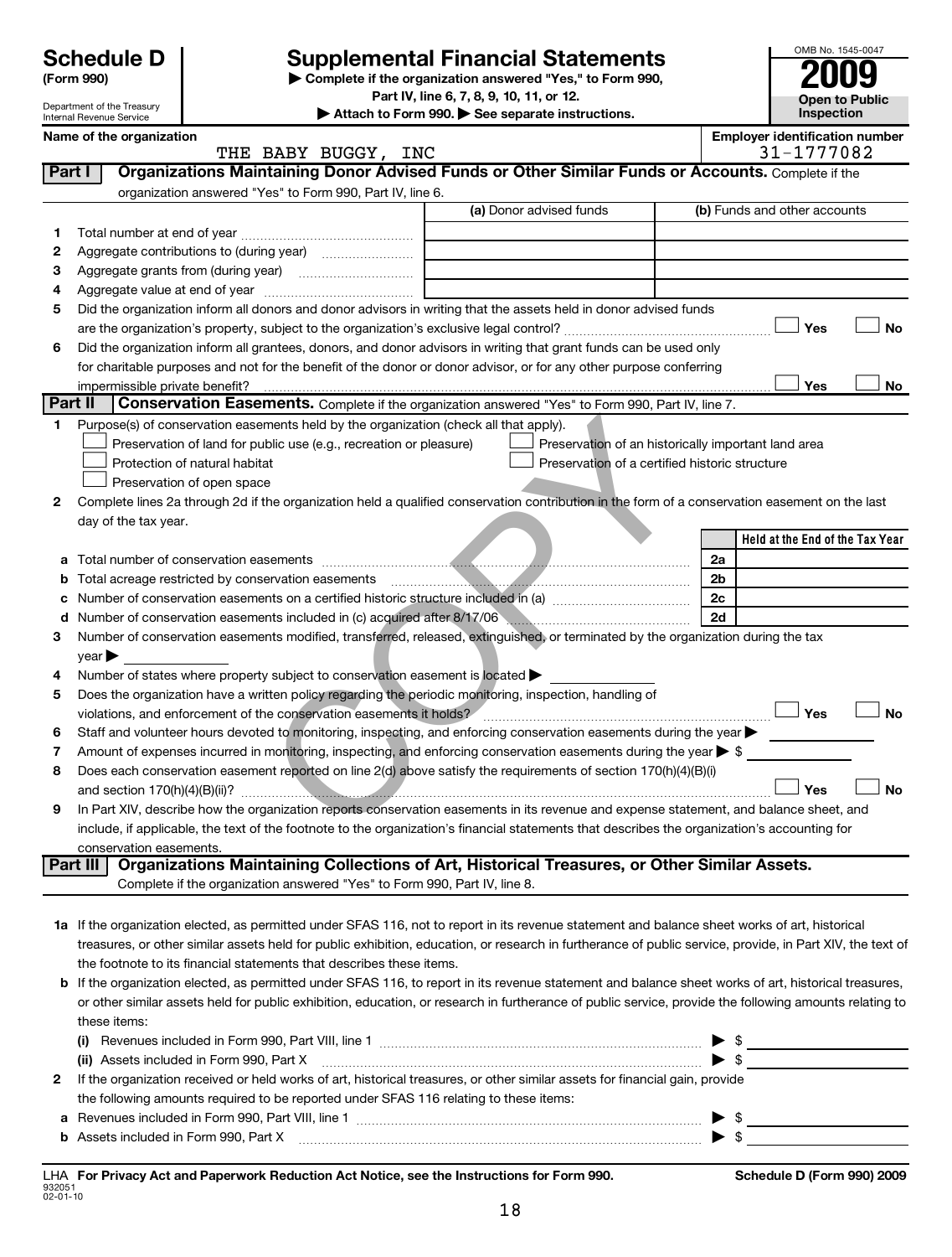# Schedule D (Form 990)

Department of the Treasury
Internal Revenue Service

## Supplemental Financial Statements

▶ Complete if the organization answered "Yes," to Form 990, Part IV, line 6, 7, 8, 9, 10, 11, or 12.

▶ Attach to Form 990. ▶ See separate instructions.

OMB No. 1545-0047

**2009**

**Open to Public Inspection**

**Name of the organization:** THE BABY BUGGY, INC

**Employer identification number:** 31-1777082

## Part I Organizations Maintaining Donor Advised Funds or Other Similar Funds or Accounts.

Complete if the organization answered "Yes" to Form 990, Part IV, line 6.

| | | (a) Donor advised funds | (b) Funds and other accounts |
|---|---|---|---|
| 1 | Total number at end of year | | |
| 2 | Aggregate contributions to (during year) | | |
| 3 | Aggregate grants from (during year) | | |
| 4 | Aggregate value at end of year | | |

5 Did the organization inform all donors and donor advisors in writing that the assets held in donor advised funds are the organization's property, subject to the organization's exclusive legal control? ☐ Yes ☐ No

6 Did the organization inform all grantees, donors, and donor advisors in writing that grant funds can be used only for charitable purposes and not for the benefit of the donor or donor advisor, or for any other purpose conferring impermissible private benefit? ☐ Yes ☐ No

## Part II Conservation Easements.

Complete if the organization answered "Yes" to Form 990, Part IV, line 7.

1 Purpose(s) of conservation easements held by the organization (check all that apply).

- ☐ Preservation of land for public use (e.g., recreation or pleasure)
- ☐ Protection of natural habitat
- ☐ Preservation of open space
- ☐ Preservation of an historically important land area
- ☐ Preservation of a certified historic structure

2 Complete lines 2a through 2d if the organization held a qualified conservation contribution in the form of a conservation easement on the last day of the tax year.

| | | | Held at the End of the Tax Year |
|---|---|---|---|
| a | Total number of conservation easements | 2a | |
| b | Total acreage restricted by conservation easements | 2b | |
| c | Number of conservation easements on a certified historic structure included in (a) | 2c | |
| d | Number of conservation easements included in (c) acquired after 8/17/06 | 2d | |

3 Number of conservation easements modified, transferred, released, extinguished, or terminated by the organization during the tax year ▶

4 Number of states where property subject to conservation easement is located ▶

5 Does the organization have a written policy regarding the periodic monitoring, inspection, handling of violations, and enforcement of the conservation easements it holds? ☐ Yes ☐ No

6 Staff and volunteer hours devoted to monitoring, inspecting, and enforcing conservation easements during the year ▶

7 Amount of expenses incurred in monitoring, inspecting, and enforcing conservation easements during the year ▶ $

8 Does each conservation easement reported on line 2(d) above satisfy the requirements of section 170(h)(4)(B)(i) and section 170(h)(4)(B)(ii)? ☐ Yes ☐ No

9 In Part XIV, describe how the organization reports conservation easements in its revenue and expense statement, and balance sheet, and include, if applicable, the text of the footnote to the organization's financial statements that describes the organization's accounting for conservation easements.

## Part III Organizations Maintaining Collections of Art, Historical Treasures, or Other Similar Assets.

Complete if the organization answered "Yes" to Form 990, Part IV, line 8.

1a If the organization elected, as permitted under SFAS 116, not to report in its revenue statement and balance sheet works of art, historical treasures, or other similar assets held for public exhibition, education, or research in furtherance of public service, provide, in Part XIV, the text of the footnote to its financial statements that describes these items.

b If the organization elected, as permitted under SFAS 116, to report in its revenue statement and balance sheet works of art, historical treasures, or other similar assets held for public exhibition, education, or research in furtherance of public service, provide the following amounts relating to these items:

(i) Revenues included in Form 990, Part VIII, line 1 ▶ $

(ii) Assets included in Form 990, Part X ▶ $

2 If the organization received or held works of art, historical treasures, or other similar assets for financial gain, provide the following amounts required to be reported under SFAS 116 relating to these items:

a Revenues included in Form 990, Part VIII, line 1 ▶ $

b Assets included in Form 990, Part X ▶ $

LHA For Privacy Act and Paperwork Reduction Act Notice, see the Instructions for Form 990.

932051 02-01-10

Schedule D (Form 990) 2009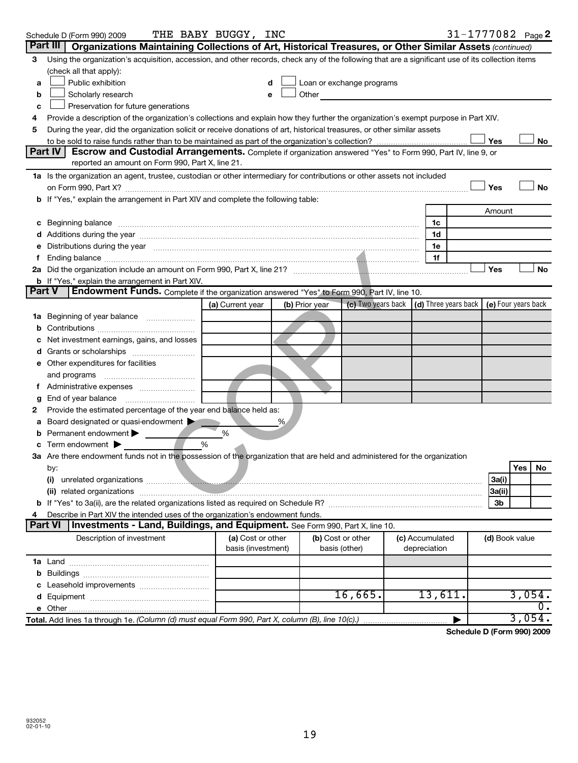Schedule D (Form 990) 2009 THE BABY BUGGY, INC 31-1777082 Page 2

**Part III** **Organizations Maintaining Collections of Art, Historical Treasures, or Other Similar Assets** *(continued)*

3 Using the organization's acquisition, accession, and other records, check any of the following that are a significant use of its collection items (check all that apply):

a ☐ Public exhibition
b ☐ Scholarly research
c ☐ Preservation for future generations
d ☐ Loan or exchange programs
e ☐ Other

4 Provide a description of the organization's collections and explain how they further the organization's exempt purpose in Part XIV.

5 During the year, did the organization solicit or receive donations of art, historical treasures, or other similar assets to be sold to raise funds rather than to be maintained as part of the organization's collection? ☐ Yes ☐ No

**Part IV** **Escrow and Custodial Arrangements.** Complete if organization answered "Yes" to Form 990, Part IV, line 9, or reported an amount on Form 990, Part X, line 21.

1a Is the organization an agent, trustee, custodian or other intermediary for contributions or other assets not included on Form 990, Part X? ☐ Yes ☐ No

b If "Yes," explain the arrangement in Part XIV and complete the following table:

| | | Amount |
|---|---|---|
| c Beginning balance | 1c | |
| d Additions during the year | 1d | |
| e Distributions during the year | 1e | |
| f Ending balance | 1f | |

2a Did the organization include an amount on Form 990, Part X, line 21? ☐ Yes ☐ No

b If "Yes," explain the arrangement in Part XIV.

**Part V** **Endowment Funds.** Complete if the organization answered "Yes" to Form 990, Part IV, line 10.

| | (a) Current year | (b) Prior year | (c) Two years back | (d) Three years back | (e) Four years back |
|---|---|---|---|---|---|
| 1a Beginning of year balance | | | | | |
| b Contributions | | | | | |
| c Net investment earnings, gains, and losses | | | | | |
| d Grants or scholarships | | | | | |
| e Other expenditures for facilities and programs | | | | | |
| f Administrative expenses | | | | | |
| g End of year balance | | | | | |

2 Provide the estimated percentage of the year end balance held as:

a Board designated or quasi-endowment ▶ %

b Permanent endowment ▶ %

c Term endowment ▶ %

3a Are there endowment funds not in the possession of the organization that are held and administered for the organization by:

| | | Yes | No |
|---|---|---|---|
| (i) unrelated organizations | 3a(i) | | |
| (ii) related organizations | 3a(ii) | | |
| b If "Yes" to 3a(ii), are the related organizations listed as required on Schedule R? | 3b | | |

4 Describe in Part XIV the intended uses of the organization's endowment funds.

**Part VI** **Investments - Land, Buildings, and Equipment.** See Form 990, Part X, line 10.

| Description of investment | (a) Cost or other basis (investment) | (b) Cost or other basis (other) | (c) Accumulated depreciation | (d) Book value |
|---|---|---|---|---|
| 1a Land | | | | |
| b Buildings | | | | |
| c Leasehold improvements | | | | |
| d Equipment | | 16,665. | 13,611. | 3,054. |
| e Other | | | | 0. |
| **Total.** Add lines 1a through 1e. *(Column (d) must equal Form 990, Part X, column (B), line 10(c).)* ▶ | | | | 3,054. |

**Schedule D (Form 990) 2009**

932052 02-01-10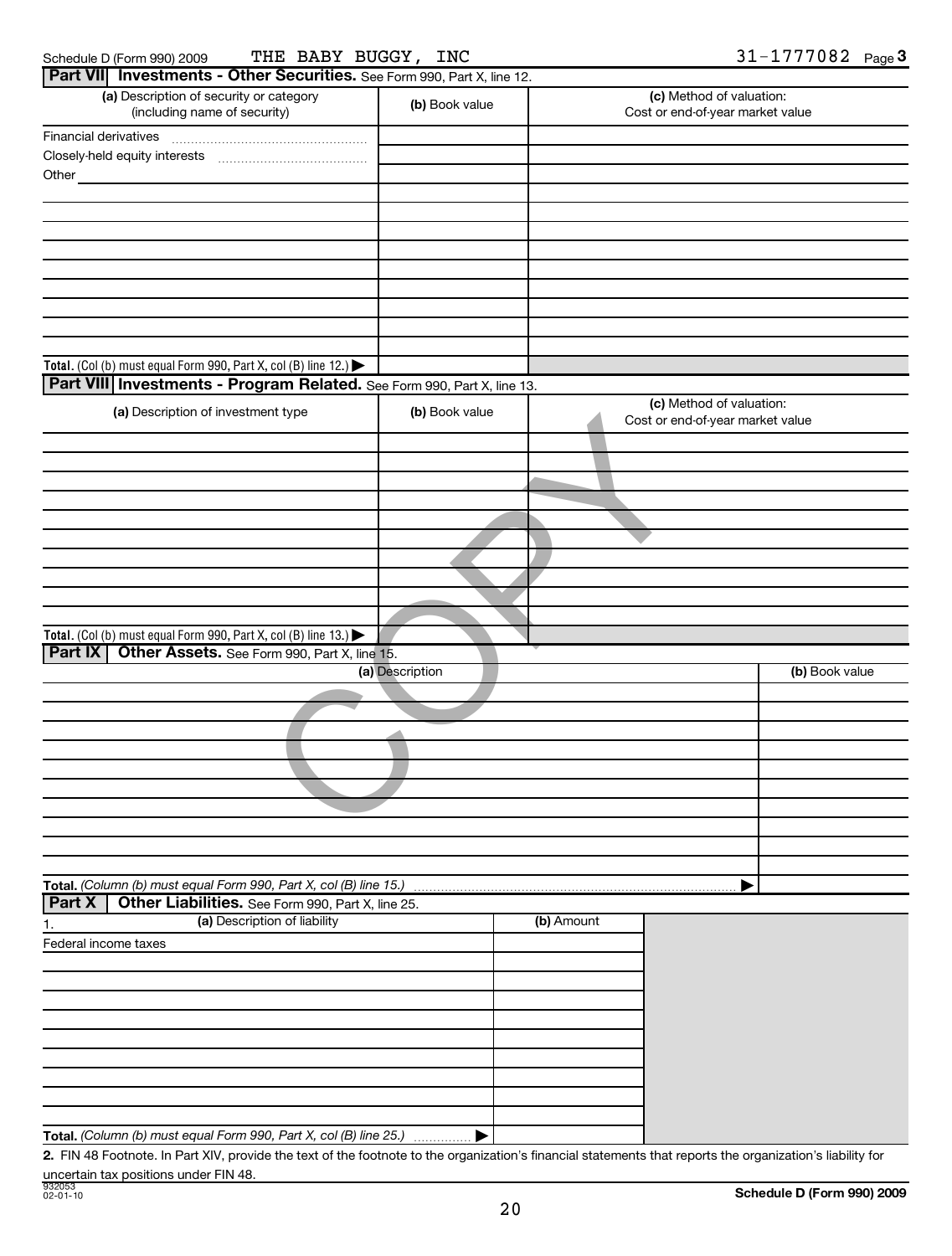Schedule D (Form 990) 2009 THE BABY BUGGY, INC 31-1777082 Page 3

## Part VII Investments - Other Securities. See Form 990, Part X, line 12.

| (a) Description of security or category (including name of security) | (b) Book value | (c) Method of valuation: Cost or end-of-year market value |
|---|---|---|
| Financial derivatives | | |
| Closely-held equity interests | | |
| Other | | |
| | | |
| | | |
| | | |
| | | |
| | | |
| | | |
| | | |
| | | |
| | | |
| **Total.** (Col (b) must equal Form 990, Part X, col (B) line 12.) ▶ | | |

## Part VIII Investments - Program Related. See Form 990, Part X, line 13.

| (a) Description of investment type | (b) Book value | (c) Method of valuation: Cost or end-of-year market value |
|---|---|---|
| | | |
| | | |
| | | |
| | | |
| | | |
| | | |
| | | |
| | | |
| | | |
| | | |
| **Total.** (Col (b) must equal Form 990, Part X, col (B) line 13.) ▶ | | |

## Part IX Other Assets. See Form 990, Part X, line 15.

| (a) Description | (b) Book value |
|---|---|
| | |
| | |
| | |
| | |
| | |
| | |
| | |
| | |
| | |
| | |
| **Total.** *(Column (b) must equal Form 990, Part X, col (B) line 15.)* ▶ | |

## Part X Other Liabilities. See Form 990, Part X, line 25.

| 1. (a) Description of liability | (b) Amount |
|---|---|
| Federal income taxes | |
| | |
| | |
| | |
| | |
| | |
| | |
| | |
| | |
| | |
| **Total.** *(Column (b) must equal Form 990, Part X, col (B) line 25.)* ▶ | |

**2.** FIN 48 Footnote. In Part XIV, provide the text of the footnote to the organization's financial statements that reports the organization's liability for uncertain tax positions under FIN 48.

932053
02-01-10

**Schedule D (Form 990) 2009**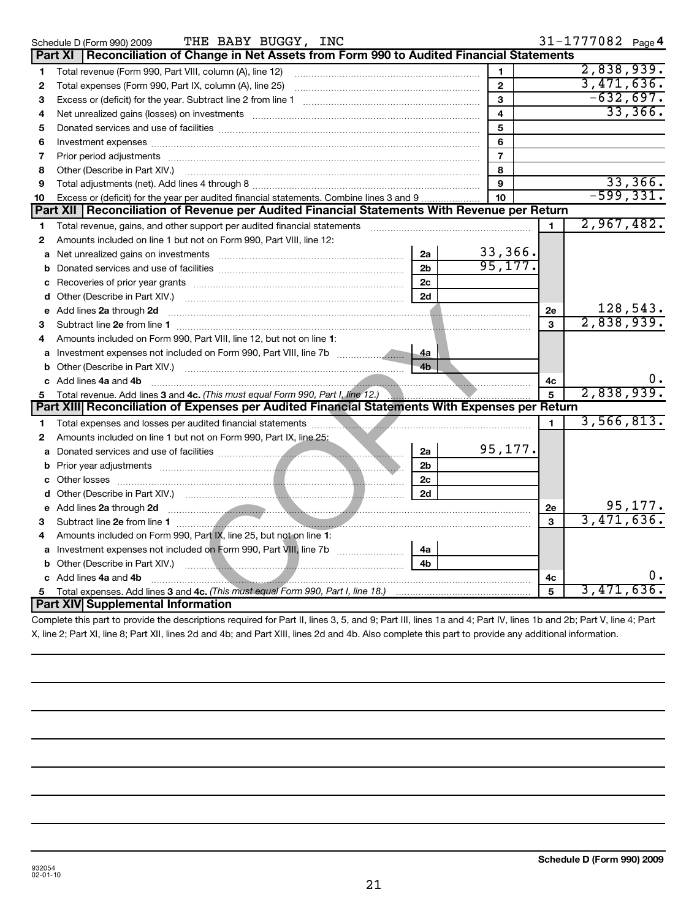Schedule D (Form 990) 2009 THE BABY BUGGY, INC 31-1777082 Page 4

## Part XI Reconciliation of Change in Net Assets from Form 990 to Audited Financial Statements

| | | | |
|---|---|---|---|
| 1 | Total revenue (Form 990, Part VIII, column (A), line 12) | 1 | 2,838,939. |
| 2 | Total expenses (Form 990, Part IX, column (A), line 25) | 2 | 3,471,636. |
| 3 | Excess or (deficit) for the year. Subtract line 2 from line 1 | 3 | -632,697. |
| 4 | Net unrealized gains (losses) on investments | 4 | 33,366. |
| 5 | Donated services and use of facilities | 5 | |
| 6 | Investment expenses | 6 | |
| 7 | Prior period adjustments | 7 | |
| 8 | Other (Describe in Part XIV.) | 8 | |
| 9 | Total adjustments (net). Add lines 4 through 8 | 9 | 33,366. |
| 10 | Excess or (deficit) for the year per audited financial statements. Combine lines 3 and 9 | 10 | -599,331. |

## Part XII Reconciliation of Revenue per Audited Financial Statements With Revenue per Return

| | | | | | |
|---|---|---|---|---|---|
| 1 | Total revenue, gains, and other support per audited financial statements | | | 1 | 2,967,482. |
| 2 | Amounts included on line 1 but not on Form 990, Part VIII, line 12: | | | | |
| a | Net unrealized gains on investments | 2a | 33,366. | | |
| b | Donated services and use of facilities | 2b | 95,177. | | |
| c | Recoveries of prior year grants | 2c | | | |
| d | Other (Describe in Part XIV.) | 2d | | | |
| e | Add lines 2a through 2d | | | 2e | 128,543. |
| 3 | Subtract line 2e from line 1 | | | 3 | 2,838,939. |
| 4 | Amounts included on Form 990, Part VIII, line 12, but not on line 1: | | | | |
| a | Investment expenses not included on Form 990, Part VIII, line 7b | 4a | | | |
| b | Other (Describe in Part XIV.) | 4b | | | |
| c | Add lines 4a and 4b | | | 4c | 0. |
| 5 | Total revenue. Add lines 3 and 4c. *(This must equal Form 990, Part I, line 12.)* | | | 5 | 2,838,939. |

## Part XIII Reconciliation of Expenses per Audited Financial Statements With Expenses per Return

| | | | | | |
|---|---|---|---|---|---|
| 1 | Total expenses and losses per audited financial statements | | | 1 | 3,566,813. |
| 2 | Amounts included on line 1 but not on Form 990, Part IX, line 25: | | | | |
| a | Donated services and use of facilities | 2a | 95,177. | | |
| b | Prior year adjustments | 2b | | | |
| c | Other losses | 2c | | | |
| d | Other (Describe in Part XIV.) | 2d | | | |
| e | Add lines 2a through 2d | | | 2e | 95,177. |
| 3 | Subtract line 2e from line 1 | | | 3 | 3,471,636. |
| 4 | Amounts included on Form 990, Part IX, line 25, but not on line 1: | | | | |
| a | Investment expenses not included on Form 990, Part VIII, line 7b | 4a | | | |
| b | Other (Describe in Part XIV.) | 4b | | | |
| c | Add lines 4a and 4b | | | 4c | 0. |
| 5 | Total expenses. Add lines 3 and 4c. *(This must equal Form 990, Part I, line 18.)* | | | 5 | 3,471,636. |

## Part XIV Supplemental Information

Complete this part to provide the descriptions required for Part II, lines 3, 5, and 9; Part III, lines 1a and 4; Part IV, lines 1b and 2b; Part V, line 4; Part X, line 2; Part XI, line 8; Part XII, lines 2d and 4b; and Part XIII, lines 2d and 4b. Also complete this part to provide any additional information.

932054
02-01-10

Schedule D (Form 990) 2009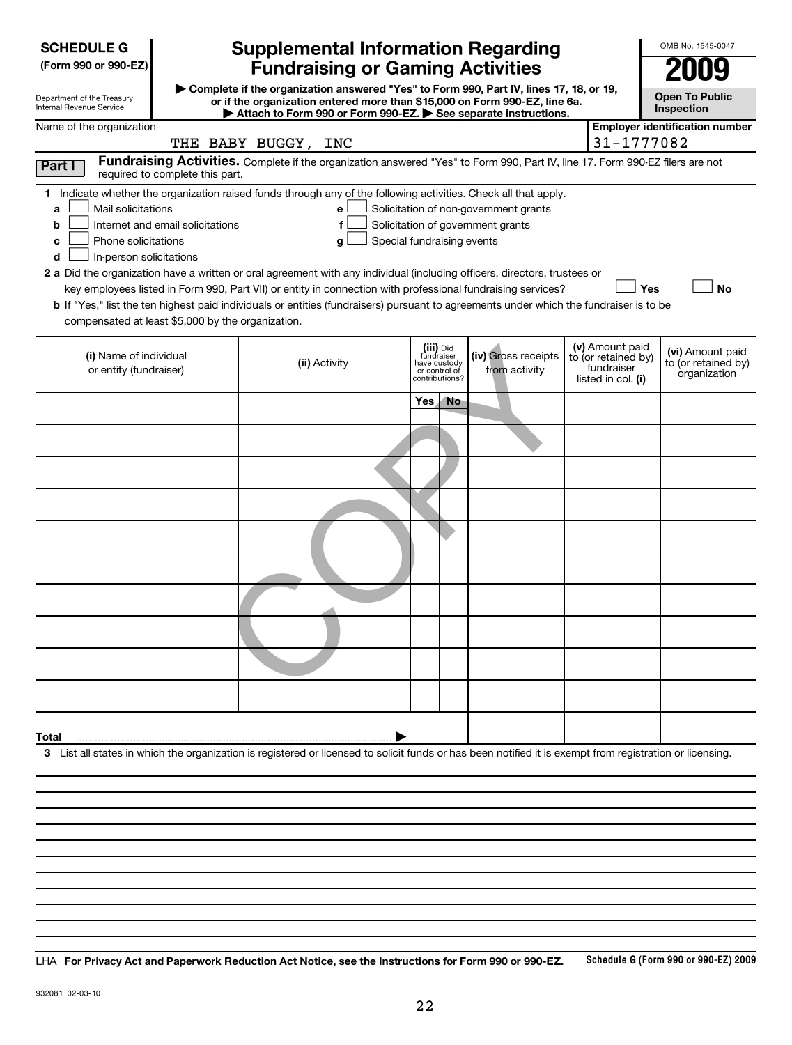**SCHEDULE G**
**(Form 990 or 990-EZ)**

Department of the Treasury
Internal Revenue Service

# Supplemental Information Regarding Fundraising or Gaming Activities

▶ Complete if the organization answered "Yes" to Form 990, Part IV, lines 17, 18, or 19, or if the organization entered more than $15,000 on Form 990-EZ, line 6a.
▶ Attach to Form 990 or Form 990-EZ. ▶ See separate instructions.

OMB No. 1545-0047

**2009**

**Open To Public Inspection**

Name of the organization: THE BABY BUGGY, INC

Employer identification number: 31-1777082

**Part I** **Fundraising Activities.** Complete if the organization answered "Yes" to Form 990, Part IV, line 17. Form 990-EZ filers are not required to complete this part.

1 Indicate whether the organization raised funds through any of the following activities. Check all that apply.

- a ☐ Mail solicitations
- b ☐ Internet and email solicitations
- c ☐ Phone solicitations
- d ☐ In-person solicitations
- e ☐ Solicitation of non-government grants
- f ☐ Solicitation of government grants
- g ☐ Special fundraising events

2 a Did the organization have a written or oral agreement with any individual (including officers, directors, trustees or key employees listed in Form 990, Part VII) or entity in connection with professional fundraising services? ☐ Yes ☐ No

b If "Yes," list the ten highest paid individuals or entities (fundraisers) pursuant to agreements under which the fundraiser is to be compensated at least $5,000 by the organization.

| (i) Name of individual or entity (fundraiser) | (ii) Activity | (iii) Did fundraiser have custody or control of contributions? Yes | No | (iv) Gross receipts from activity | (v) Amount paid to (or retained by) fundraiser listed in col. (i) | (vi) Amount paid to (or retained by) organization |
|---|---|---|---|---|---|---|
| | | | | | | |
| | | | | | | |
| | | | | | | |
| | | | | | | |
| | | | | | | |
| | | | | | | |
| | | | | | | |
| | | | | | | |
| | | | | | | |
| | | | | | | |
| Total | | | | | | |

3 List all states in which the organization is registered or licensed to solicit funds or has been notified it is exempt from registration or licensing.

LHA **For Privacy Act and Paperwork Reduction Act Notice, see the Instructions for Form 990 or 990-EZ.** **Schedule G (Form 990 or 990-EZ) 2009**

932081 02-03-10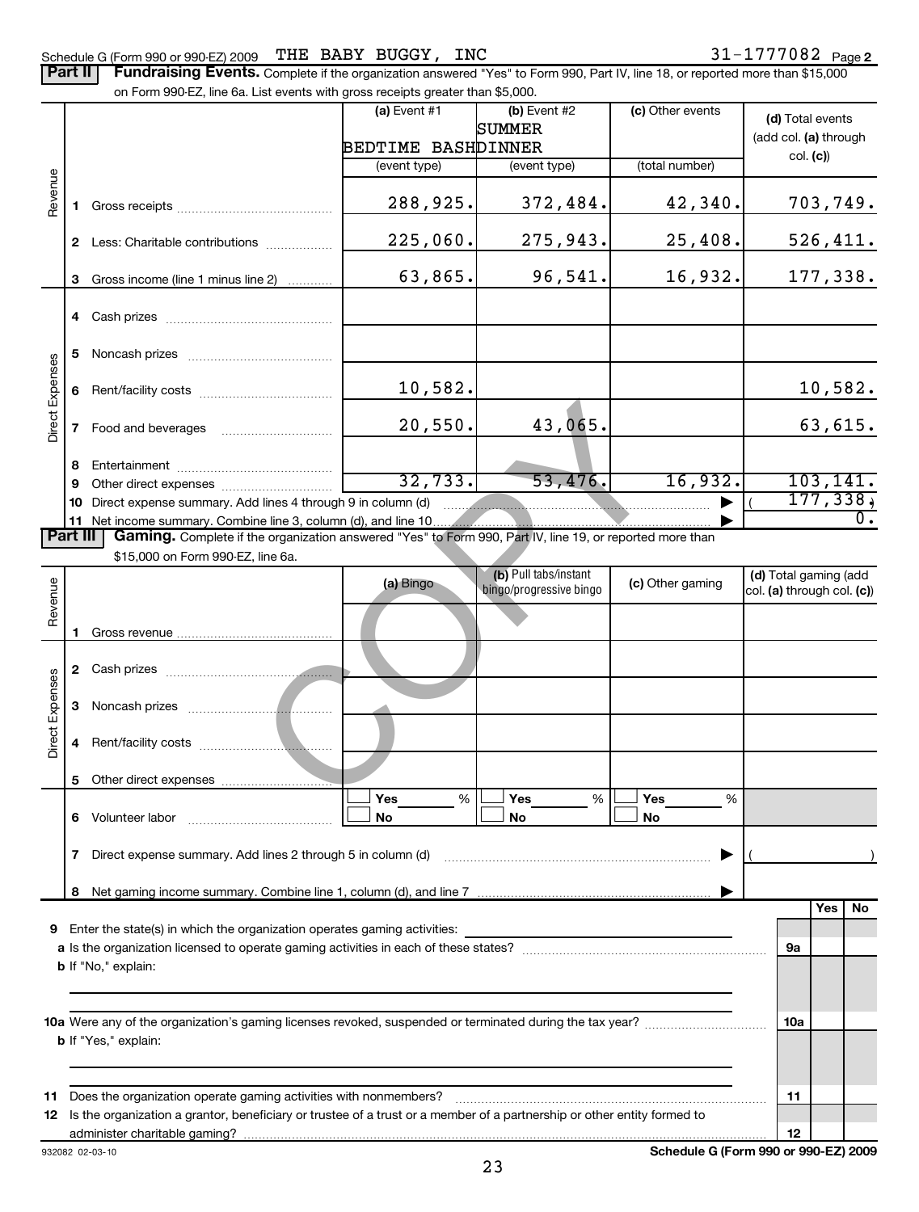Schedule G (Form 990 or 990-EZ) 2009 THE BABY BUGGY, INC 31-1777082 Page 2

**Part II** **Fundraising Events.** Complete if the organization answered "Yes" to Form 990, Part IV, line 18, or reported more than $15,000 on Form 990-EZ, line 6a. List events with gross receipts greater than $5,000.

| | | (a) Event #1 BEDTIME BASH (event type) | (b) Event #2 SUMMER DINNER (event type) | (c) Other events (total number) | (d) Total events (add col. (a) through col. (c)) |
|---|---|---|---|---|---|
| Revenue | 1 Gross receipts | 288,925. | 372,484. | 42,340. | 703,749. |
| | 2 Less: Charitable contributions | 225,060. | 275,943. | 25,408. | 526,411. |
| | 3 Gross income (line 1 minus line 2) | 63,865. | 96,541. | 16,932. | 177,338. |
| Direct Expenses | 4 Cash prizes | | | | |
| | 5 Noncash prizes | | | | |
| | 6 Rent/facility costs | 10,582. | | | 10,582. |
| | 7 Food and beverages | 20,550. | 43,065. | | 63,615. |
| | 8 Entertainment | | | | |
| | 9 Other direct expenses | 32,733. | 53,476. | 16,932. | 103,141. |
| | 10 Direct expense summary. Add lines 4 through 9 in column (d) | | | ▶ | ( 177,338.) |
| | 11 Net income summary. Combine line 3, column (d), and line 10 | | | ▶ | 0. |

**Part III** **Gaming.** Complete if the organization answered "Yes" to Form 990, Part IV, line 19, or reported more than $15,000 on Form 990-EZ, line 6a.

| | | (a) Bingo | (b) Pull tabs/instant bingo/progressive bingo | (c) Other gaming | (d) Total gaming (add col. (a) through col. (c)) |
|---|---|---|---|---|---|
| Revenue | 1 Gross revenue | | | | |
| Direct Expenses | 2 Cash prizes | | | | |
| | 3 Noncash prizes | | | | |
| | 4 Rent/facility costs | | | | |
| | 5 Other direct expenses | | | | |
| | 6 Volunteer labor | ☐ Yes ___ % ☐ No | ☐ Yes ___ % ☐ No | ☐ Yes ___ % ☐ No | |
| | 7 Direct expense summary. Add lines 2 through 5 in column (d) | | | ▶ | ( ) |
| | 8 Net gaming income summary. Combine line 1, column (d), and line 7 | | | ▶ | |

| | | Yes | No |
|---|---|---|---|
| 9 Enter the state(s) in which the organization operates gaming activities: | | | |
| a Is the organization licensed to operate gaming activities in each of these states? | 9a | | |
| b If "No," explain: | | | |
| 10a Were any of the organization's gaming licenses revoked, suspended or terminated during the tax year? | 10a | | |
| b If "Yes," explain: | | | |
| 11 Does the organization operate gaming activities with nonmembers? | 11 | | |
| 12 Is the organization a grantor, beneficiary or trustee of a trust or a member of a partnership or other entity formed to administer charitable gaming? | 12 | | |

932082 02-03-10 Schedule G (Form 990 or 990-EZ) 2009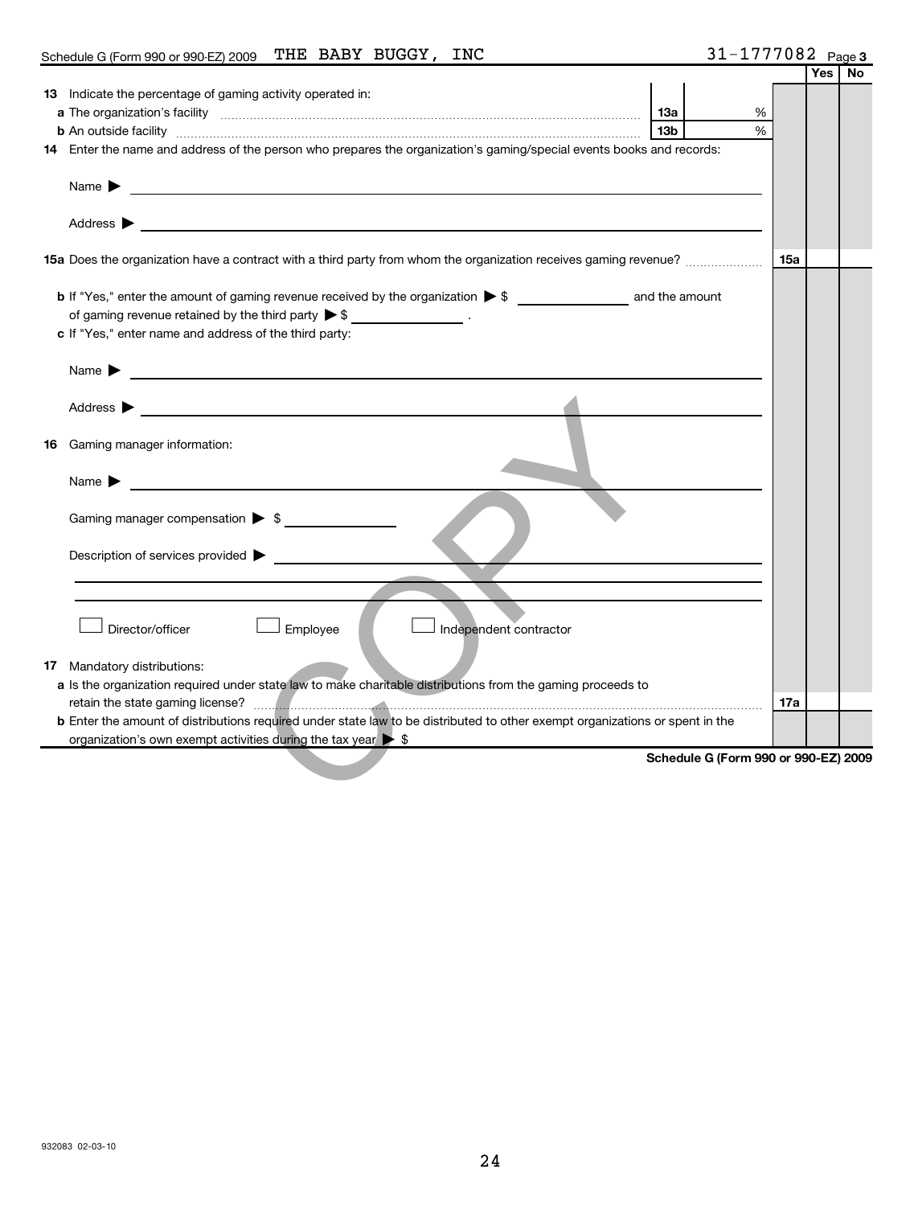Schedule G (Form 990 or 990-EZ) 2009 THE BABY BUGGY, INC 31-1777082 Page 3

| | | Yes | No |
|---|---|---|---|
| **13** Indicate the percentage of gaming activity operated in: | | | |
| **a** The organization's facility ... **13a** % | | | |
| **b** An outside facility ... **13b** % | | | |
| **14** Enter the name and address of the person who prepares the organization's gaming/special events books and records: | | | |
| Name ▶ | | | |
| Address ▶ | | | |
| **15a** Does the organization have a contract with a third party from whom the organization receives gaming revenue? | 15a | | |
| **b** If "Yes," enter the amount of gaming revenue received by the organization ▶ $ ______ and the amount of gaming revenue retained by the third party ▶ $ ______ . | | | |
| **c** If "Yes," enter name and address of the third party: | | | |
| Name ▶ | | | |
| Address ▶ | | | |
| **16** Gaming manager information: | | | |
| Name ▶ | | | |
| Gaming manager compensation ▶ $ | | | |
| Description of services provided ▶ | | | |
| ☐ Director/officer ☐ Employee ☐ Independent contractor | | | |
| **17** Mandatory distributions: | | | |
| **a** Is the organization required under state law to make charitable distributions from the gaming proceeds to retain the state gaming license? | 17a | | |
| **b** Enter the amount of distributions required under state law to be distributed to other exempt organizations or spent in the organization's own exempt activities during the tax year ▶ $ | | | |

**Schedule G (Form 990 or 990-EZ) 2009**

COPY

932083 02-03-10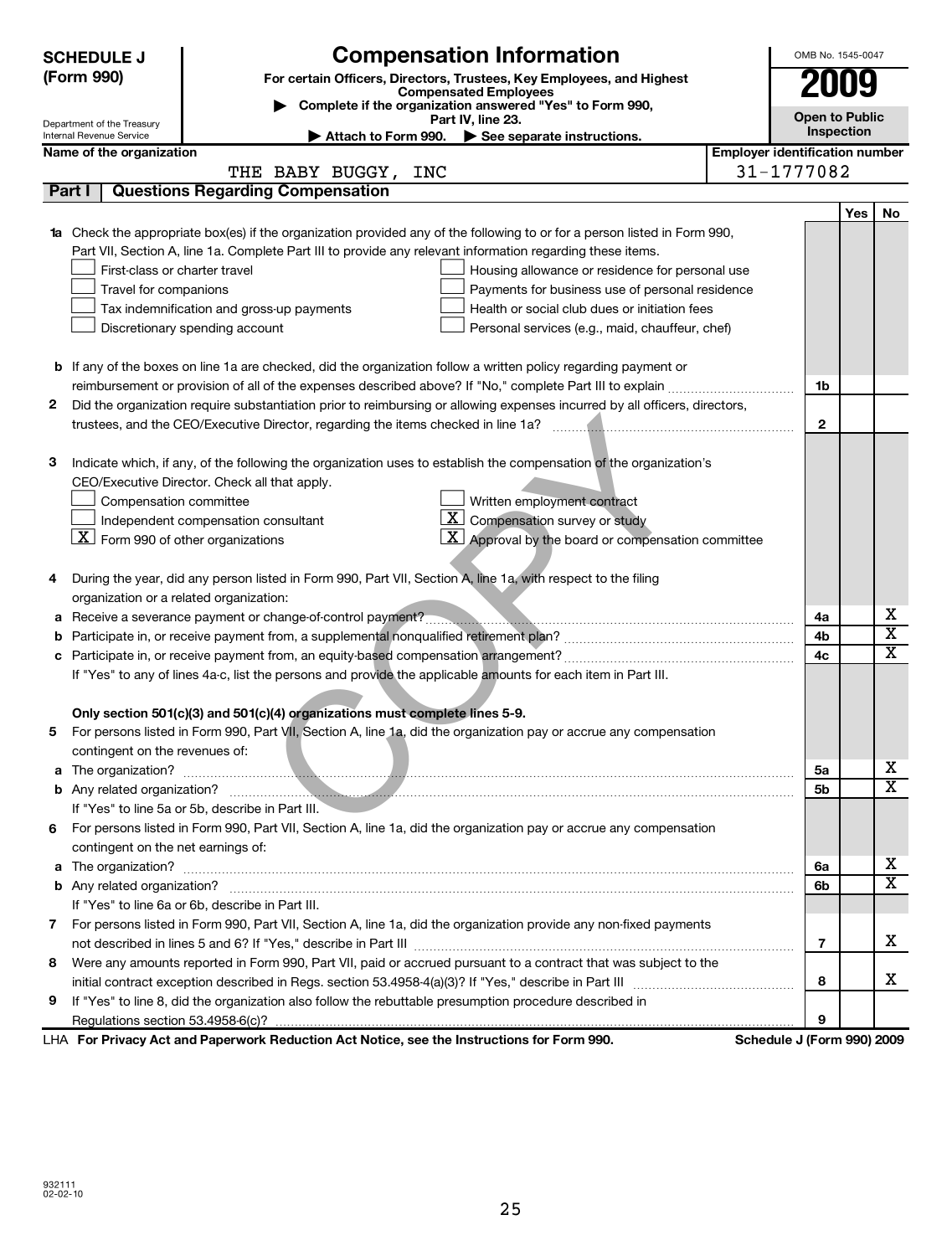# SCHEDULE J (Form 990)

## Compensation Information

**For certain Officers, Directors, Trustees, Key Employees, and Highest Compensated Employees**

▶ Complete if the organization answered "Yes" to Form 990, Part IV, line 23.

▶ Attach to Form 990. ▶ See separate instructions.

OMB No. 1545-0047

**2009**

**Open to Public Inspection**

Department of the Treasury
Internal Revenue Service

| Name of the organization | Employer identification number |
|---|---|
| THE BABY BUGGY, INC | 31-1777082 |

## Part I | Questions Regarding Compensation

| | | | Yes | No |
|---|---|---|---|---|
| **1a** | Check the appropriate box(es) if the organization provided any of the following to or for a person listed in Form 990, Part VII, Section A, line 1a. Complete Part III to provide any relevant information regarding these items.<br>☐ First-class or charter travel ☐ Housing allowance or residence for personal use<br>☐ Travel for companions ☐ Payments for business use of personal residence<br>☐ Tax indemnification and gross-up payments ☐ Health or social club dues or initiation fees<br>☐ Discretionary spending account ☐ Personal services (e.g., maid, chauffeur, chef) | | | |
| **b** | If any of the boxes on line 1a are checked, did the organization follow a written policy regarding payment or reimbursement or provision of all of the expenses described above? If "No," complete Part III to explain | 1b | | |
| **2** | Did the organization require substantiation prior to reimbursing or allowing expenses incurred by all officers, directors, trustees, and the CEO/Executive Director, regarding the items checked in line 1a? | 2 | | |
| **3** | Indicate which, if any, of the following the organization uses to establish the compensation of the organization's CEO/Executive Director. Check all that apply.<br>☐ Compensation committee ☐ Written employment contract<br>☐ Independent compensation consultant ☒ Compensation survey or study<br>☒ Form 990 of other organizations ☒ Approval by the board or compensation committee | | | |
| **4** | During the year, did any person listed in Form 990, Part VII, Section A, line 1a, with respect to the filing organization or a related organization: | | | |
| **a** | Receive a severance payment or change-of-control payment? | 4a | | X |
| **b** | Participate in, or receive payment from, a supplemental nonqualified retirement plan? | 4b | | X |
| **c** | Participate in, or receive payment from, an equity-based compensation arrangement? | 4c | | X |
| | If "Yes" to any of lines 4a-c, list the persons and provide the applicable amounts for each item in Part III. | | | |
| | **Only section 501(c)(3) and 501(c)(4) organizations must complete lines 5-9.** | | | |
| **5** | For persons listed in Form 990, Part VII, Section A, line 1a, did the organization pay or accrue any compensation contingent on the revenues of: | | | |
| **a** | The organization? | 5a | | X |
| **b** | Any related organization? | 5b | | X |
| | If "Yes" to line 5a or 5b, describe in Part III. | | | |
| **6** | For persons listed in Form 990, Part VII, Section A, line 1a, did the organization pay or accrue any compensation contingent on the net earnings of: | | | |
| **a** | The organization? | 6a | | X |
| **b** | Any related organization? | 6b | | X |
| | If "Yes" to line 6a or 6b, describe in Part III. | | | |
| **7** | For persons listed in Form 990, Part VII, Section A, line 1a, did the organization provide any non-fixed payments not described in lines 5 and 6? If "Yes," describe in Part III | 7 | | X |
| **8** | Were any amounts reported in Form 990, Part VII, paid or accrued pursuant to a contract that was subject to the initial contract exception described in Regs. section 53.4958-4(a)(3)? If "Yes," describe in Part III | 8 | | X |
| **9** | If "Yes" to line 8, did the organization also follow the rebuttable presumption procedure described in Regulations section 53.4958-6(c)? | 9 | | |

LHA **For Privacy Act and Paperwork Reduction Act Notice, see the Instructions for Form 990.** **Schedule J (Form 990) 2009**

932111
02-02-10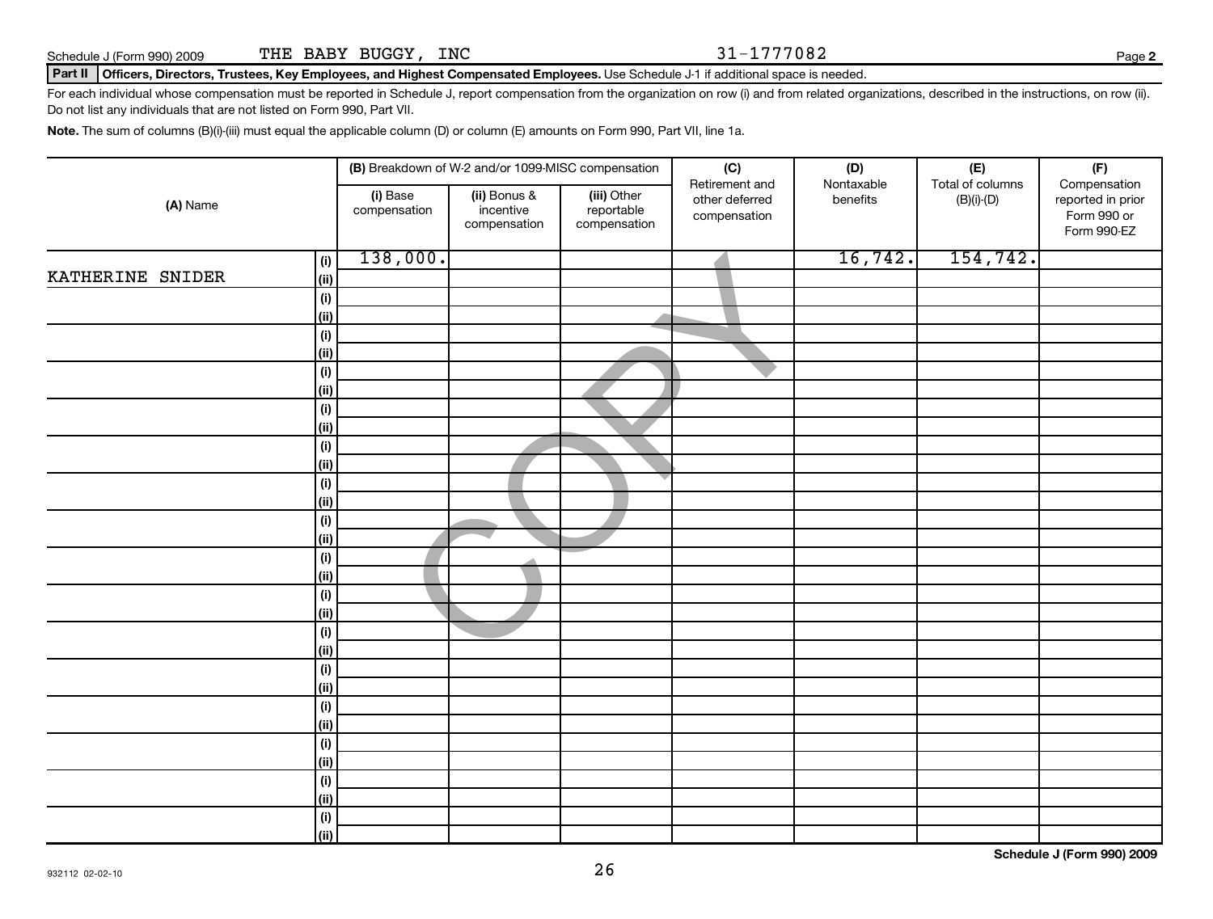Schedule J (Form 990) 2009 THE BABY BUGGY, INC 31-1777082 Page 2

**Part II Officers, Directors, Trustees, Key Employees, and Highest Compensated Employees.** Use Schedule J-1 if additional space is needed.

For each individual whose compensation must be reported in Schedule J, report compensation from the organization on row (i) and from related organizations, described in the instructions, on row (ii). Do not list any individuals that are not listed on Form 990, Part VII.

**Note.** The sum of columns (B)(i)-(iii) must equal the applicable column (D) or column (E) amounts on Form 990, Part VII, line 1a.

| (A) Name | | (B) Breakdown of W-2 and/or 1099-MISC compensation | | | (C) Retirement and other deferred compensation | (D) Nontaxable benefits | (E) Total of columns (B)(i)-(D) | (F) Compensation reported in prior Form 990 or Form 990-EZ |
|---|---|---|---|---|---|---|---|---|
| | | (i) Base compensation | (ii) Bonus & incentive compensation | (iii) Other reportable compensation | | | | |
| KATHERINE SNIDER | (i) | 138,000. | | | | 16,742. | 154,742. | |
| | (ii) | | | | | | | |
| | (i) | | | | | | | |
| | (ii) | | | | | | | |
| | (i) | | | | | | | |
| | (ii) | | | | | | | |
| | (i) | | | | | | | |
| | (ii) | | | | | | | |
| | (i) | | | | | | | |
| | (ii) | | | | | | | |
| | (i) | | | | | | | |
| | (ii) | | | | | | | |
| | (i) | | | | | | | |
| | (ii) | | | | | | | |
| | (i) | | | | | | | |
| | (ii) | | | | | | | |
| | (i) | | | | | | | |
| | (ii) | | | | | | | |
| | (i) | | | | | | | |
| | (ii) | | | | | | | |
| | (i) | | | | | | | |
| | (ii) | | | | | | | |
| | (i) | | | | | | | |
| | (ii) | | | | | | | |
| | (i) | | | | | | | |
| | (ii) | | | | | | | |
| | (i) | | | | | | | |
| | (ii) | | | | | | | |
| | (i) | | | | | | | |
| | (ii) | | | | | | | |
| | (i) | | | | | | | |
| | (ii) | | | | | | | |

Schedule J (Form 990) 2009

932112 02-02-10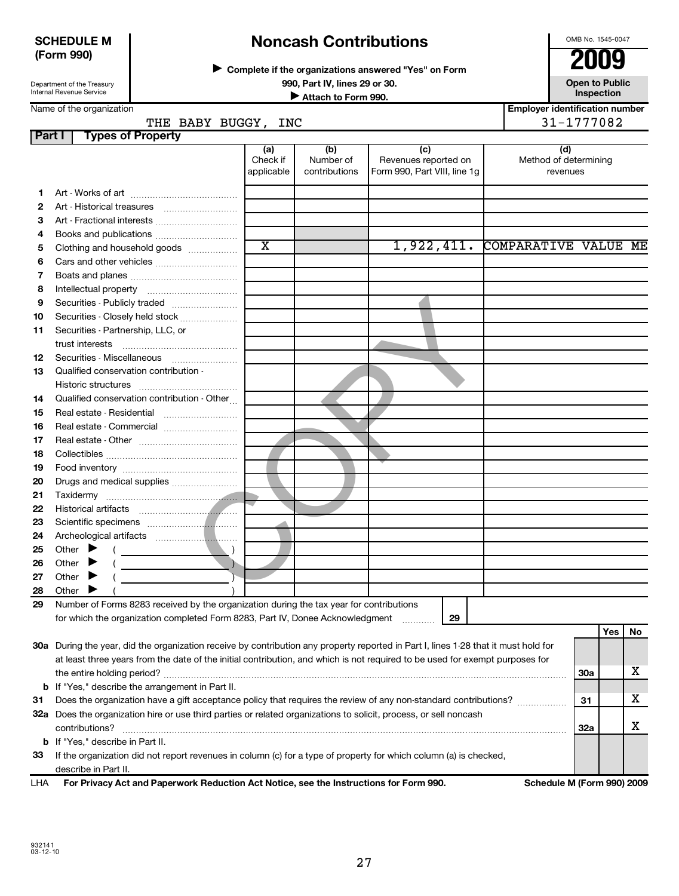**SCHEDULE M (Form 990)**

Department of the Treasury
Internal Revenue Service

# Noncash Contributions

▶ Complete if the organizations answered "Yes" on Form 990, Part IV, lines 29 or 30.

▶ Attach to Form 990.

OMB No. 1545-0047

**2009**

**Open to Public Inspection**

| Name of the organization | Employer identification number |
|---|---|
| THE BABY BUGGY, INC | 31-1777082 |

## Part I Types of Property

| | | (a) Check if applicable | (b) Number of contributions | (c) Revenues reported on Form 990, Part VIII, line 1g | (d) Method of determining revenues |
|---|---|---|---|---|---|
| 1 | Art - Works of art | | | | |
| 2 | Art - Historical treasures | | | | |
| 3 | Art - Fractional interests | | | | |
| 4 | Books and publications | | | | |
| 5 | Clothing and household goods | X | | 1,922,411. | COMPARATIVE VALUE ME |
| 6 | Cars and other vehicles | | | | |
| 7 | Boats and planes | | | | |
| 8 | Intellectual property | | | | |
| 9 | Securities - Publicly traded | | | | |
| 10 | Securities - Closely held stock | | | | |
| 11 | Securities - Partnership, LLC, or trust interests | | | | |
| 12 | Securities - Miscellaneous | | | | |
| 13 | Qualified conservation contribution - Historic structures | | | | |
| 14 | Qualified conservation contribution - Other | | | | |
| 15 | Real estate - Residential | | | | |
| 16 | Real estate - Commercial | | | | |
| 17 | Real estate - Other | | | | |
| 18 | Collectibles | | | | |
| 19 | Food inventory | | | | |
| 20 | Drugs and medical supplies | | | | |
| 21 | Taxidermy | | | | |
| 22 | Historical artifacts | | | | |
| 23 | Scientific specimens | | | | |
| 24 | Archeological artifacts | | | | |
| 25 | Other ▶ ( ) | | | | |
| 26 | Other ▶ ( ) | | | | |
| 27 | Other ▶ ( ) | | | | |
| 28 | Other ▶ ( ) | | | | |

**29** Number of Forms 8283 received by the organization during the tax year for contributions for which the organization completed Form 8283, Part IV, Donee Acknowledgment ..... **29**

| | | | Yes | No |
|---|---|---|---|---|
| **30a** | During the year, did the organization receive by contribution any property reported in Part I, lines 1-28 that it must hold for at least three years from the date of the initial contribution, and which is not required to be used for exempt purposes for the entire holding period? | 30a | | X |
| **b** | If "Yes," describe the arrangement in Part II. | | | |
| **31** | Does the organization have a gift acceptance policy that requires the review of any non-standard contributions? | 31 | | X |
| **32a** | Does the organization hire or use third parties or related organizations to solicit, process, or sell noncash contributions? | 32a | | X |
| **b** | If "Yes," describe in Part II. | | | |
| **33** | If the organization did not report revenues in column (c) for a type of property for which column (a) is checked, describe in Part II. | | | |

LHA **For Privacy Act and Paperwork Reduction Act Notice, see the Instructions for Form 990.** **Schedule M (Form 990) 2009**

932141
03-12-10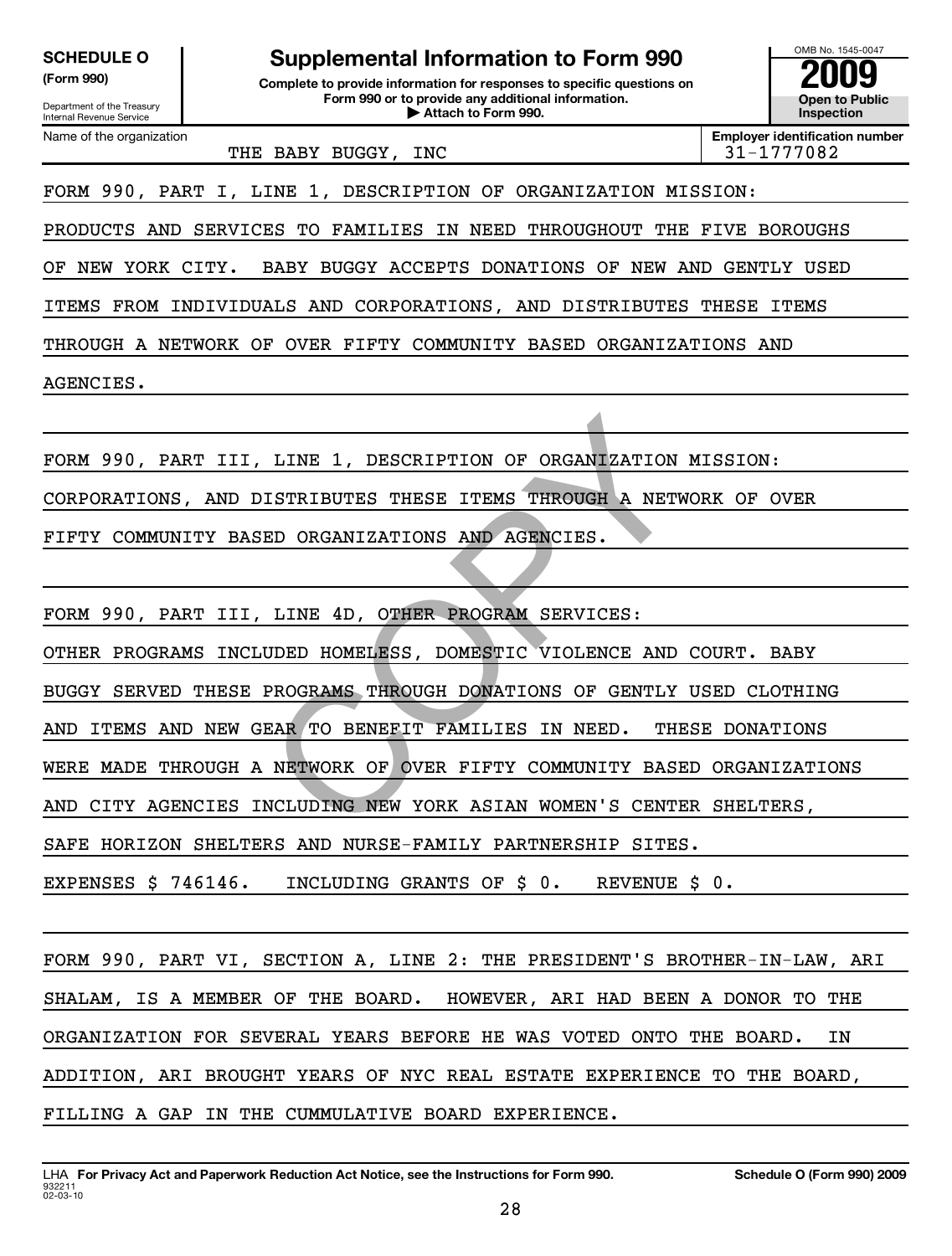**SCHEDULE O (Form 990)**

Department of the Treasury
Internal Revenue Service

# Supplemental Information to Form 990

**Complete to provide information for responses to specific questions on Form 990 or to provide any additional information.**
**▶ Attach to Form 990.**

OMB No. 1545-0047

**2009**

**Open to Public Inspection**

Name of the organization: THE BABY BUGGY, INC

**Employer identification number** 31-1777082

FORM 990, PART I, LINE 1, DESCRIPTION OF ORGANIZATION MISSION:
PRODUCTS AND SERVICES TO FAMILIES IN NEED THROUGHOUT THE FIVE BOROUGHS OF NEW YORK CITY. BABY BUGGY ACCEPTS DONATIONS OF NEW AND GENTLY USED ITEMS FROM INDIVIDUALS AND CORPORATIONS, AND DISTRIBUTES THESE ITEMS THROUGH A NETWORK OF OVER FIFTY COMMUNITY BASED ORGANIZATIONS AND AGENCIES.

FORM 990, PART III, LINE 1, DESCRIPTION OF ORGANIZATION MISSION:
CORPORATIONS, AND DISTRIBUTES THESE ITEMS THROUGH A NETWORK OF OVER FIFTY COMMUNITY BASED ORGANIZATIONS AND AGENCIES.

FORM 990, PART III, LINE 4D, OTHER PROGRAM SERVICES:
OTHER PROGRAMS INCLUDED HOMELESS, DOMESTIC VIOLENCE AND COURT. BABY BUGGY SERVED THESE PROGRAMS THROUGH DONATIONS OF GENTLY USED CLOTHING AND ITEMS AND NEW GEAR TO BENEFIT FAMILIES IN NEED. THESE DONATIONS WERE MADE THROUGH A NETWORK OF OVER FIFTY COMMUNITY BASED ORGANIZATIONS AND CITY AGENCIES INCLUDING NEW YORK ASIAN WOMEN'S CENTER SHELTERS, SAFE HORIZON SHELTERS AND NURSE-FAMILY PARTNERSHIP SITES.
EXPENSES $ 746146. INCLUDING GRANTS OF $ 0. REVENUE $ 0.

FORM 990, PART VI, SECTION A, LINE 2: THE PRESIDENT'S BROTHER-IN-LAW, ARI SHALAM, IS A MEMBER OF THE BOARD. HOWEVER, ARI HAD BEEN A DONOR TO THE ORGANIZATION FOR SEVERAL YEARS BEFORE HE WAS VOTED ONTO THE BOARD. IN ADDITION, ARI BROUGHT YEARS OF NYC REAL ESTATE EXPERIENCE TO THE BOARD, FILLING A GAP IN THE CUMMULATIVE BOARD EXPERIENCE.

LHA **For Privacy Act and Paperwork Reduction Act Notice, see the Instructions for Form 990.** **Schedule O (Form 990) 2009**
932211
02-03-10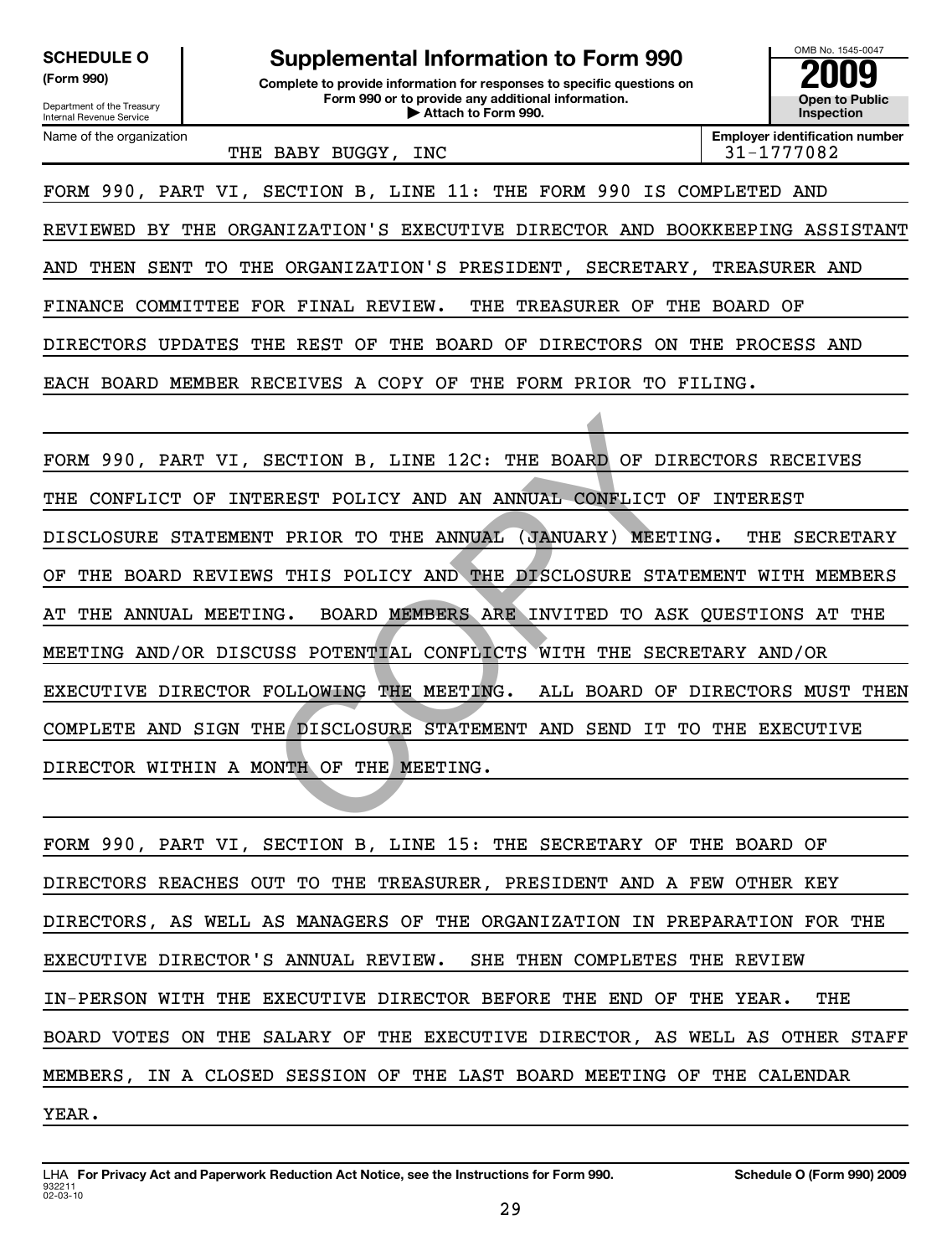**SCHEDULE O (Form 990)**

Department of the Treasury
Internal Revenue Service

# Supplemental Information to Form 990

**Complete to provide information for responses to specific questions on Form 990 or to provide any additional information.**
**▶ Attach to Form 990.**

OMB No. 1545-0047

**2009**

**Open to Public Inspection**

Name of the organization: THE BABY BUGGY, INC

**Employer identification number** 31-1777082

FORM 990, PART VI, SECTION B, LINE 11: THE FORM 990 IS COMPLETED AND REVIEWED BY THE ORGANIZATION'S EXECUTIVE DIRECTOR AND BOOKKEEPING ASSISTANT AND THEN SENT TO THE ORGANIZATION'S PRESIDENT, SECRETARY, TREASURER AND FINANCE COMMITTEE FOR FINAL REVIEW. THE TREASURER OF THE BOARD OF DIRECTORS UPDATES THE REST OF THE BOARD OF DIRECTORS ON THE PROCESS AND EACH BOARD MEMBER RECEIVES A COPY OF THE FORM PRIOR TO FILING.

FORM 990, PART VI, SECTION B, LINE 12C: THE BOARD OF DIRECTORS RECEIVES THE CONFLICT OF INTEREST POLICY AND AN ANNUAL CONFLICT OF INTEREST DISCLOSURE STATEMENT PRIOR TO THE ANNUAL (JANUARY) MEETING. THE SECRETARY OF THE BOARD REVIEWS THIS POLICY AND THE DISCLOSURE STATEMENT WITH MEMBERS AT THE ANNUAL MEETING. BOARD MEMBERS ARE INVITED TO ASK QUESTIONS AT THE MEETING AND/OR DISCUSS POTENTIAL CONFLICTS WITH THE SECRETARY AND/OR EXECUTIVE DIRECTOR FOLLOWING THE MEETING. ALL BOARD OF DIRECTORS MUST THEN COMPLETE AND SIGN THE DISCLOSURE STATEMENT AND SEND IT TO THE EXECUTIVE DIRECTOR WITHIN A MONTH OF THE MEETING.

FORM 990, PART VI, SECTION B, LINE 15: THE SECRETARY OF THE BOARD OF DIRECTORS REACHES OUT TO THE TREASURER, PRESIDENT AND A FEW OTHER KEY DIRECTORS, AS WELL AS MANAGERS OF THE ORGANIZATION IN PREPARATION FOR THE EXECUTIVE DIRECTOR'S ANNUAL REVIEW. SHE THEN COMPLETES THE REVIEW IN-PERSON WITH THE EXECUTIVE DIRECTOR BEFORE THE END OF THE YEAR. THE BOARD VOTES ON THE SALARY OF THE EXECUTIVE DIRECTOR, AS WELL AS OTHER STAFF MEMBERS, IN A CLOSED SESSION OF THE LAST BOARD MEETING OF THE CALENDAR YEAR.

LHA **For Privacy Act and Paperwork Reduction Act Notice, see the Instructions for Form 990.**
932211
02-03-10

**Schedule O (Form 990) 2009**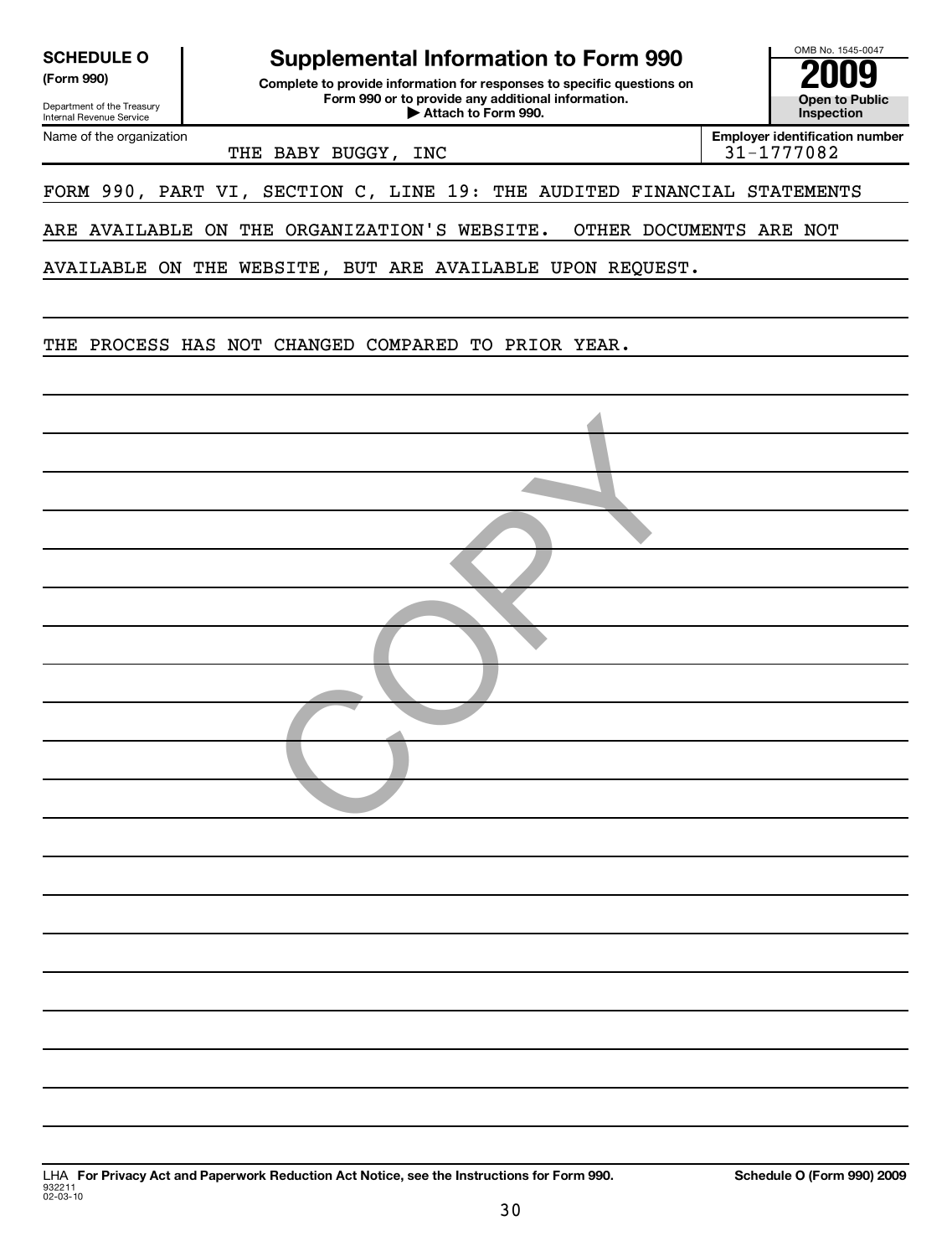**SCHEDULE O**
**(Form 990)**

Department of the Treasury
Internal Revenue Service

# Supplemental Information to Form 990

**Complete to provide information for responses to specific questions on Form 990 or to provide any additional information.**
**▶ Attach to Form 990.**

OMB No. 1545-0047

**2009**

**Open to Public Inspection**

Name of the organization: THE BABY BUGGY, INC

**Employer identification number:** 31-1777082

FORM 990, PART VI, SECTION C, LINE 19: THE AUDITED FINANCIAL STATEMENTS ARE AVAILABLE ON THE ORGANIZATION'S WEBSITE. OTHER DOCUMENTS ARE NOT AVAILABLE ON THE WEBSITE, BUT ARE AVAILABLE UPON REQUEST.

THE PROCESS HAS NOT CHANGED COMPARED TO PRIOR YEAR.

LHA **For Privacy Act and Paperwork Reduction Act Notice, see the Instructions for Form 990.** **Schedule O (Form 990) 2009**

932211
02-03-10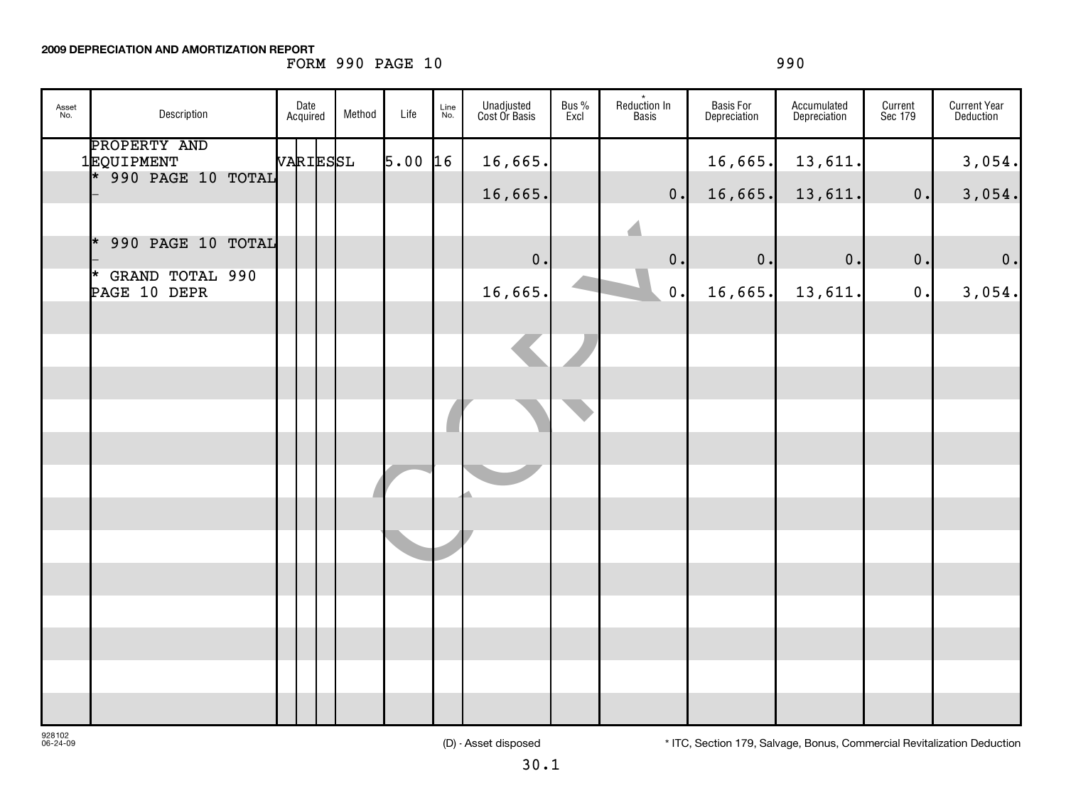**2009 DEPRECIATION AND AMORTIZATION REPORT**

FORM 990 PAGE 10 990

| Asset No. | Description | Date Acquired | Method | Life | Line No. | Unadjusted Cost Or Basis | Bus % Excl | * Reduction In Basis | Basis For Depreciation | Accumulated Depreciation | Current Sec 179 | Current Year Deduction |
|---|---|---|---|---|---|---|---|---|---|---|---|---|
| 1 | PROPERTY AND EQUIPMENT | VARIES | SL | 5.00 | 16 | 16,665. | | | 16,665. | 13,611. | | 3,054. |
| | * 990 PAGE 10 TOTAL | | | | | 16,665. | | 0. | 16,665. | 13,611. | 0. | 3,054. |
| | * 990 PAGE 10 TOTAL | | | | | 0. | | 0. | 0. | 0. | 0. | 0. |
| | * GRAND TOTAL 990 PAGE 10 DEPR | | | | | 16,665. | | 0. | 16,665. | 13,611. | 0. | 3,054. |

928102
06-24-09

(D) - Asset disposed

* ITC, Section 179, Salvage, Bonus, Commercial Revitalization Deduction

30.1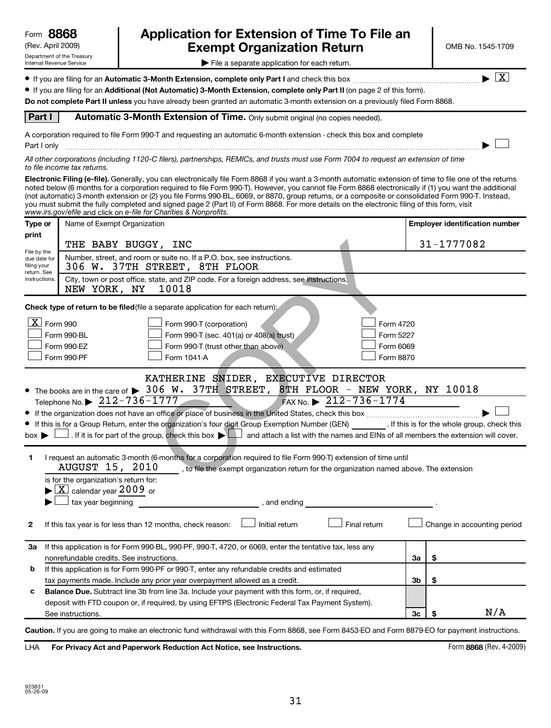Form **8868** (Rev. April 2009)
Department of the Treasury
Internal Revenue Service

# Application for Extension of Time To File an Exempt Organization Return

OMB No. 1545-1709

▶ File a separate application for each return.

- If you are filing for an **Automatic 3-Month Extension, complete only Part I** and check this box ▶ [X]
- If you are filing for an **Additional (Not Automatic) 3-Month Extension, complete only Part II** (on page 2 of this form).

**Do not complete Part II unless** you have already been granted an automatic 3-month extension on a previously filed Form 8868.

## Part I — Automatic 3-Month Extension of Time. Only submit original (no copies needed).

A corporation required to file Form 990-T and requesting an automatic 6-month extension - check this box and complete Part I only ▶ [ ]

*All other corporations (including 1120-C filers), partnerships, REMICs, and trusts must use Form 7004 to request an extension of time to file income tax returns.*

**Electronic Filing (e-file).** Generally, you can electronically file Form 8868 if you want a 3-month automatic extension of time to file one of the returns noted below (6 months for a corporation required to file Form 990-T). However, you cannot file Form 8868 electronically if (1) you want the additional (not automatic) 3-month extension or (2) you file Forms 990-BL, 6069, or 8870, group returns, or a composite or consolidated Form 990-T. Instead, you must submit the fully completed and signed page 2 (Part II) of Form 8868. For more details on the electronic filing of this form, visit *www.irs.gov/efile* and click on *e-file for Charities & Nonprofits.*

| Type or print | | |
|---|---|---|
| File by the due date for filing your return. See instructions. | Name of Exempt Organization: THE BABY BUGGY, INC | Employer identification number: 31-1777082 |
| | Number, street, and room or suite no. If a P.O. box, see instructions: 306 W. 37TH STREET, 8TH FLOOR | |
| | City, town or post office, state, and ZIP code. For a foreign address, see instructions: NEW YORK, NY 10018 | |

**Check type of return to be filed**(file a separate application for each return):

| | | |
|---|---|---|
| [X] Form 990 | [ ] Form 990-T (corporation) | [ ] Form 4720 |
| [ ] Form 990-BL | [ ] Form 990-T (sec. 401(a) or 408(a) trust) | [ ] Form 5227 |
| [ ] Form 990-EZ | [ ] Form 990-T (trust other than above) | [ ] Form 6069 |
| [ ] Form 990-PF | [ ] Form 1041-A | [ ] Form 8870 |

- The books are in the care of ▶ KATHERINE SNIDER, EXECUTIVE DIRECTOR 306 W. 37TH STREET, 8TH FLOOR - NEW YORK, NY 10018
  Telephone No. ▶ 212-736-1777 FAX No. ▶ 212-736-1774
- If the organization does not have an office or place of business in the United States, check this box ▶ [ ]
- If this is for a Group Return, enter the organization's four digit Group Exemption Number (GEN) ______ . If this is for the whole group, check this box ▶ [ ] . If it is for part of the group, check this box ▶ [ ] and attach a list with the names and EINs of all members the extension will cover.

**1** I request an automatic 3-month (6-months for a corporation required to file Form 990-T) extension of time until AUGUST 15, 2010 , to file the exempt organization return for the organization named above. The extension is for the organization's return for:
▶ [X] calendar year 2009 or
▶ [ ] tax year beginning ______________ , and ending ______________ .

**2** If this tax year is for less than 12 months, check reason: [ ] Initial return [ ] Final return [ ] Change in accounting period

| | | | |
|---|---|---|---|
| **3a** | If this application is for Form 990-BL, 990-PF, 990-T, 4720, or 6069, enter the tentative tax, less any nonrefundable credits. See instructions. | 3a | $ |
| **b** | If this application is for Form 990-PF or 990-T, enter any refundable credits and estimated tax payments made. Include any prior year overpayment allowed as a credit. | 3b | $ |
| **c** | **Balance Due.** Subtract line 3b from line 3a. Include your payment with this form, or, if required, deposit with FTD coupon or, if required, by using EFTPS (Electronic Federal Tax Payment System). See instructions. | 3c | $ N/A |

**Caution.** If you are going to make an electronic fund withdrawal with this Form 8868, see Form 8453-EO and Form 8879-EO for payment instructions.

LHA **For Privacy Act and Paperwork Reduction Act Notice, see Instructions.** Form **8868** (Rev. 4-2009)

923831
05-26-09

COPY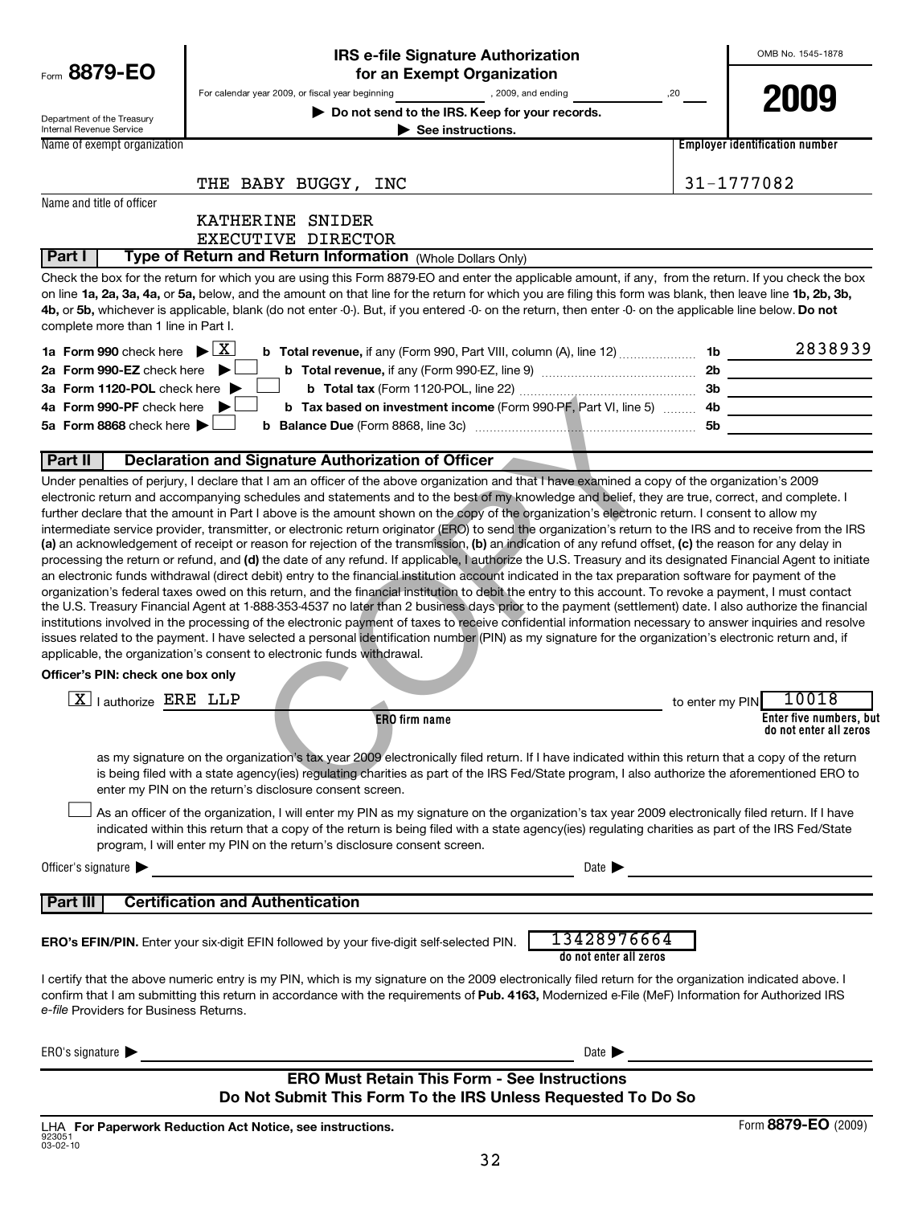Form **8879-EO**

Department of the Treasury
Internal Revenue Service

# IRS e-file Signature Authorization for an Exempt Organization

For calendar year 2009, or fiscal year beginning \_\_\_\_\_\_\_\_, 2009, and ending \_\_\_\_\_\_\_\_, 20\_\_

▶ **Do not send to the IRS. Keep for your records.**

▶ **See instructions.**

OMB No. 1545-1878

**2009**

Name of exempt organization: THE BABY BUGGY, INC

Employer identification number: 31-1777082

Name and title of officer: KATHERINE SNIDER, EXECUTIVE DIRECTOR

## Part I — Type of Return and Return Information (Whole Dollars Only)

Check the box for the return for which you are using this Form 8879-EO and enter the applicable amount, if any, from the return. If you check the box on line **1a, 2a, 3a, 4a,** or **5a,** below, and the amount on that line for the return for which you are filing this form was blank, then leave line **1b, 2b, 3b, 4b,** or **5b,** whichever is applicable, blank (do not enter -0-). But, if you entered -0- on the return, then enter -0- on the applicable line below. **Do not** complete more than 1 line in Part I.

| | | | |
|---|---|---|---|
| **1a Form 990** check here ▶ [X] | **b Total revenue,** if any (Form 990, Part VIII, column (A), line 12) | 1b | 2838939 |
| **2a Form 990-EZ** check here ▶ [ ] | **b Total revenue,** if any (Form 990-EZ, line 9) | 2b | |
| **3a Form 1120-POL** check here ▶ [ ] | **b Total tax** (Form 1120-POL, line 22) | 3b | |
| **4a Form 990-PF** check here ▶ [ ] | **b Tax based on investment income** (Form 990-PF, Part VI, line 5) | 4b | |
| **5a Form 8868** check here ▶ [ ] | **b Balance Due** (Form 8868, line 3c) | 5b | |

## Part II — Declaration and Signature Authorization of Officer

Under penalties of perjury, I declare that I am an officer of the above organization and that I have examined a copy of the organization's 2009 electronic return and accompanying schedules and statements and to the best of my knowledge and belief, they are true, correct, and complete. I further declare that the amount in Part I above is the amount shown on the copy of the organization's electronic return. I consent to allow my intermediate service provider, transmitter, or electronic return originator (ERO) to send the organization's return to the IRS and to receive from the IRS **(a)** an acknowledgement of receipt or reason for rejection of the transmission, **(b)** an indication of any refund offset, **(c)** the reason for any delay in processing the return or refund, and **(d)** the date of any refund. If applicable, I authorize the U.S. Treasury and its designated Financial Agent to initiate an electronic funds withdrawal (direct debit) entry to the financial institution account indicated in the tax preparation software for payment of the organization's federal taxes owed on this return, and the financial institution to debit the entry to this account. To revoke a payment, I must contact the U.S. Treasury Financial Agent at 1-888-353-4537 no later than 2 business days prior to the payment (settlement) date. I also authorize the financial institutions involved in the processing of the electronic payment of taxes to receive confidential information necessary to answer inquiries and resolve issues related to the payment. I have selected a personal identification number (PIN) as my signature for the organization's electronic return and, if applicable, the organization's consent to electronic funds withdrawal.

**Officer's PIN: check one box only**

[X] I authorize ERE LLP (ERO firm name) to enter my PIN 10018 (Enter five numbers, but do not enter all zeros) as my signature on the organization's tax year 2009 electronically filed return. If I have indicated within this return that a copy of the return is being filed with a state agency(ies) regulating charities as part of the IRS Fed/State program, I also authorize the aforementioned ERO to enter my PIN on the return's disclosure consent screen.

[ ] As an officer of the organization, I will enter my PIN as my signature on the organization's tax year 2009 electronically filed return. If I have indicated within this return that a copy of the return is being filed with a state agency(ies) regulating charities as part of the IRS Fed/State program, I will enter my PIN on the return's disclosure consent screen.

Officer's signature ▶ \_\_\_\_\_\_\_\_\_\_\_\_ Date ▶ \_\_\_\_\_\_\_\_

## Part III — Certification and Authentication

**ERO's EFIN/PIN.** Enter your six-digit EFIN followed by your five-digit self-selected PIN. 13428976664 (do not enter all zeros)

I certify that the above numeric entry is my PIN, which is my signature on the 2009 electronically filed return for the organization indicated above. I confirm that I am submitting this return in accordance with the requirements of **Pub. 4163,** Modernized e-File (MeF) Information for Authorized IRS *e-file* Providers for Business Returns.

ERO's signature ▶ \_\_\_\_\_\_\_\_\_\_\_\_ Date ▶ \_\_\_\_\_\_\_\_

**ERO Must Retain This Form - See Instructions**
**Do Not Submit This Form To the IRS Unless Requested To Do So**

LHA **For Paperwork Reduction Act Notice, see instructions.**
923051
03-02-10

Form **8879-EO** (2009)